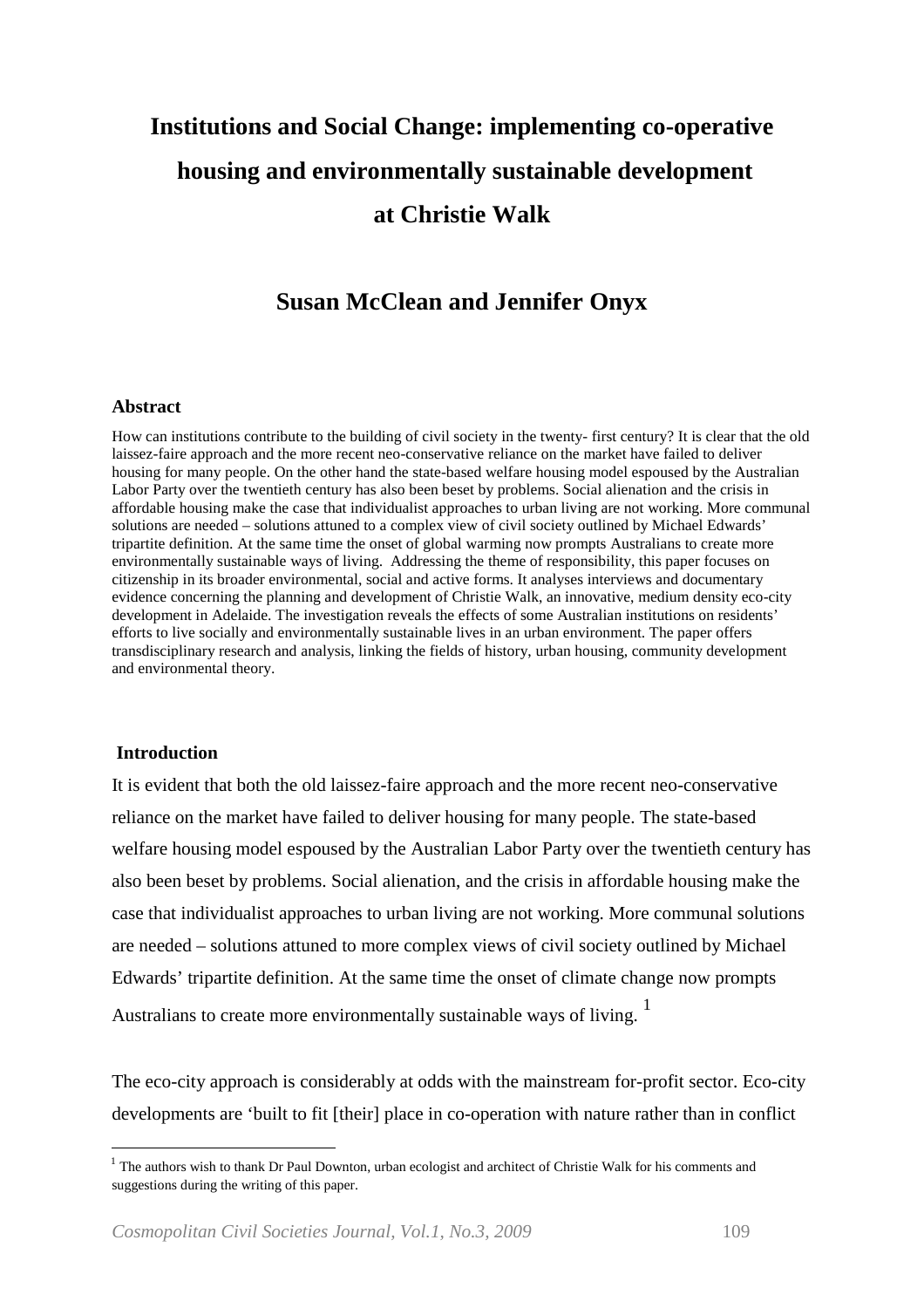# Institutions and Social Change: implementing co-operative housing and environmentally sustainable development at Christie Walk

## Susan McClean and Jennifer Onyx

### Abstract

How can institutions contribute to the building of civil society in the twenty- first century? It is clear that the old laissez-faire approach and the more recent neo-conservative reliance on the market have failed to deliver housing for many people. On the other hand the state-based welfare housing model espoused by the Australian Labor Party over the twentieth century has also been beset by problems. Social alienation and the crisis in affordable housing make the case that individualist approaches to urban living are not working. More communal solutions are needed – solutions attuned to a complex view of civil society outlined by Michael Edwards' tripartite definition. At the same time the onset of global warming now prompts Australians to create more environmentally sustainable ways of living. Addressing the theme of responsibility, this paper focuses on citizenship in its broader environmental, social and active forms. It analyses interviews and documentary evidence concerning the planning and development of Christie Walk, an innovative, medium density eco-city development in Adelaide. The investigation reveals the effects of some Australian institutions on residents' efforts to live socially and environmentally sustainable lives in an urban environment. The paper offers transdisciplinary research and analysis, linking the fields of history, urban housing, community development and environmental theory.

### Introduction

It is evident that both the old laissez-faire approach and the more recent neo-conservative reliance on the market have failed to deliver housing for many people. The state-based welfare housing model espoused by the Australian Labor Party over the twentieth century has also been beset by problems. Social alienation, and the crisis in affordable housing make the case that individualist approaches to urban living are not working. More communal solutions are needed – solutions attuned to more complex views of civil society outlined by Michael Edwards' tripartite definition. At the same time the onset of climate change now prompts Australians to create more environmentally sustainable ways of living. [1]

The eco-city approach is considerably at odds with the mainstream for-profit sector. Eco-city developments are 'built to fit [their] place in co-operation with nature rather than in conflict

[1] The authors wish to thank Dr Paul Downton, urban ecologist and architect of Christie Walk for his comments and suggestions during the writing of this paper.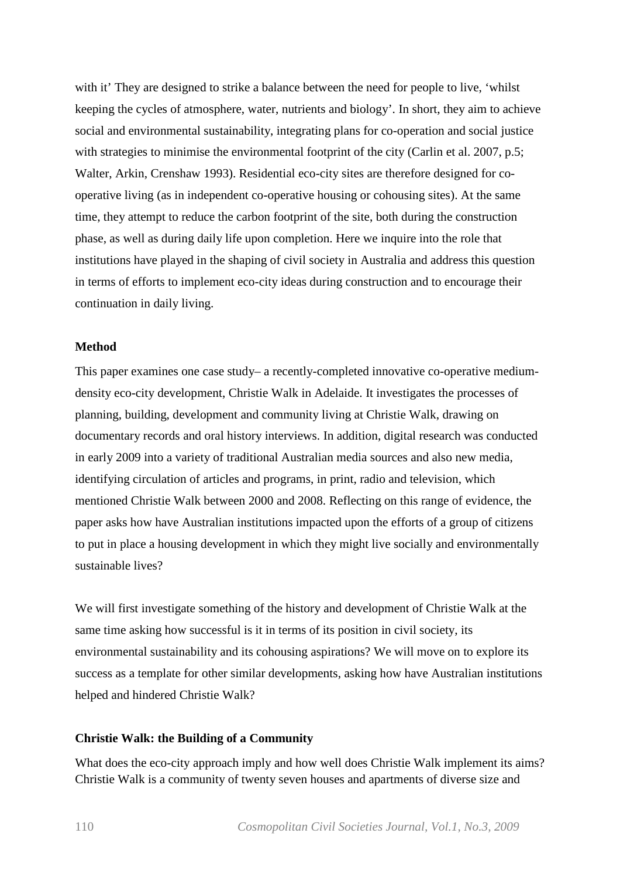with it' They are designed to strike a balance between the need for people to live, 'whilst keeping the cycles of atmosphere, water, nutrients and biology'. In short, they aim to achieve social and environmental sustainability, integrating plans for co-operation and social justice with strategies to minimise the environmental footprint of the city (Carlin et al. 2007, p.5; Walter, Arkin, Crenshaw 1993). Residential eco-city sites are therefore designed for co-operative living (as in independent co-operative housing or cohousing sites). At the same time, they attempt to reduce the carbon footprint of the site, both during the construction phase, as well as during daily life upon completion. Here we inquire into the role that institutions have played in the shaping of civil society in Australia and address this question in terms of efforts to implement eco-city ideas during construction and to encourage their continuation in daily living.

**Method**

This paper examines one case study– a recently-completed innovative co-operative medium-density eco-city development, Christie Walk in Adelaide. It investigates the processes of planning, building, development and community living at Christie Walk, drawing on documentary records and oral history interviews. In addition, digital research was conducted in early 2009 into a variety of traditional Australian media sources and also new media, identifying circulation of articles and programs, in print, radio and television, which mentioned Christie Walk between 2000 and 2008. Reflecting on this range of evidence, the paper asks how have Australian institutions impacted upon the efforts of a group of citizens to put in place a housing development in which they might live socially and environmentally sustainable lives?

We will first investigate something of the history and development of Christie Walk at the same time asking how successful is it in terms of its position in civil society, its environmental sustainability and its cohousing aspirations? We will move on to explore its success as a template for other similar developments, asking how have Australian institutions helped and hindered Christie Walk?

**Christie Walk: the Building of a Community**

What does the eco-city approach imply and how well does Christie Walk implement its aims? Christie Walk is a community of twenty seven houses and apartments of diverse size and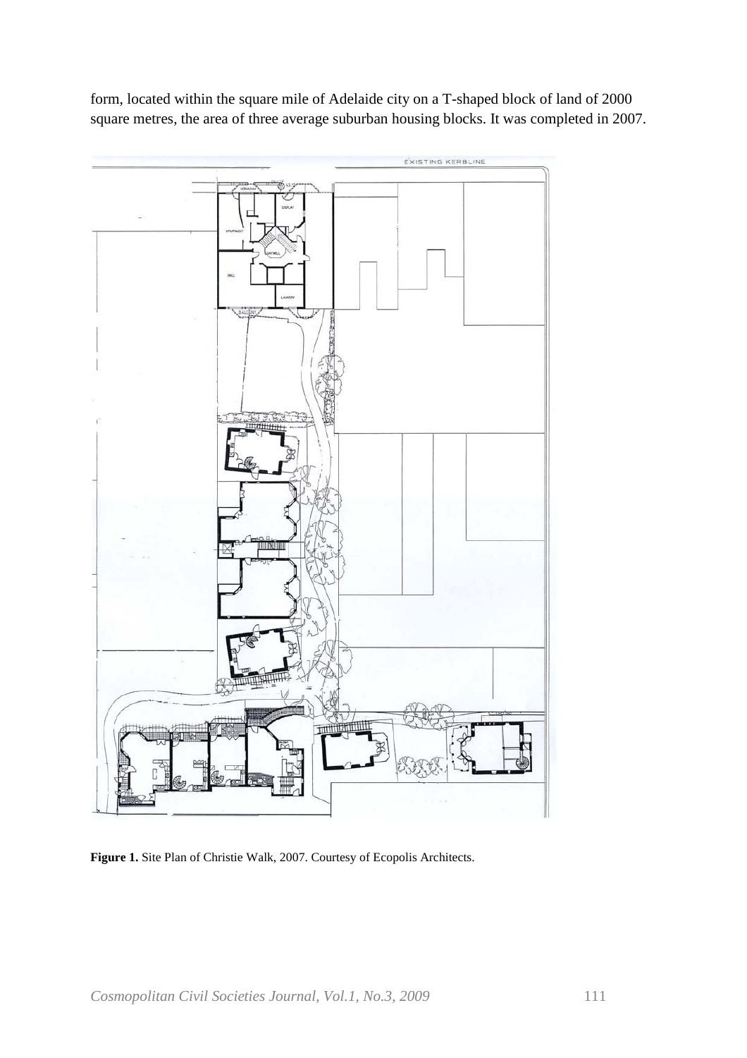form, located within the square mile of Adelaide city on a T-shaped block of land of 2000 square metres, the area of three average suburban housing blocks. It was completed in 2007.

**Figure 1.** Site Plan of Christie Walk, 2007. Courtesy of Ecopolis Architects.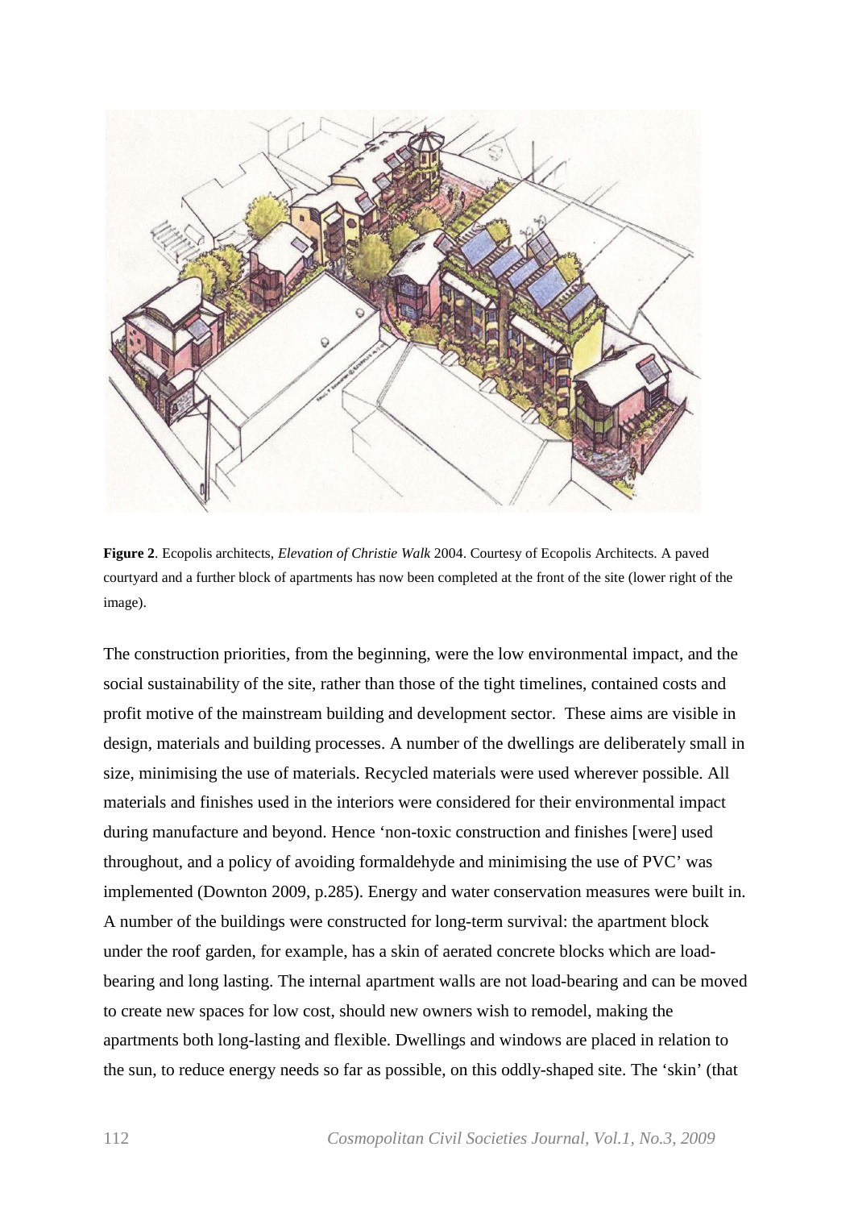**Figure 2**. Ecopolis architects, *Elevation of Christie Walk* 2004. Courtesy of Ecopolis Architects. A paved courtyard and a further block of apartments has now been completed at the front of the site (lower right of the image).

The construction priorities, from the beginning, were the low environmental impact, and the social sustainability of the site, rather than those of the tight timelines, contained costs and profit motive of the mainstream building and development sector. These aims are visible in design, materials and building processes. A number of the dwellings are deliberately small in size, minimising the use of materials. Recycled materials were used wherever possible. All materials and finishes used in the interiors were considered for their environmental impact during manufacture and beyond. Hence 'non-toxic construction and finishes [were] used throughout, and a policy of avoiding formaldehyde and minimising the use of PVC' was implemented (Downton 2009, p.285). Energy and water conservation measures were built in. A number of the buildings were constructed for long-term survival: the apartment block under the roof garden, for example, has a skin of aerated concrete blocks which are load-bearing and long lasting. The internal apartment walls are not load-bearing and can be moved to create new spaces for low cost, should new owners wish to remodel, making the apartments both long-lasting and flexible. Dwellings and windows are placed in relation to the sun, to reduce energy needs so far as possible, on this oddly-shaped site. The 'skin' (that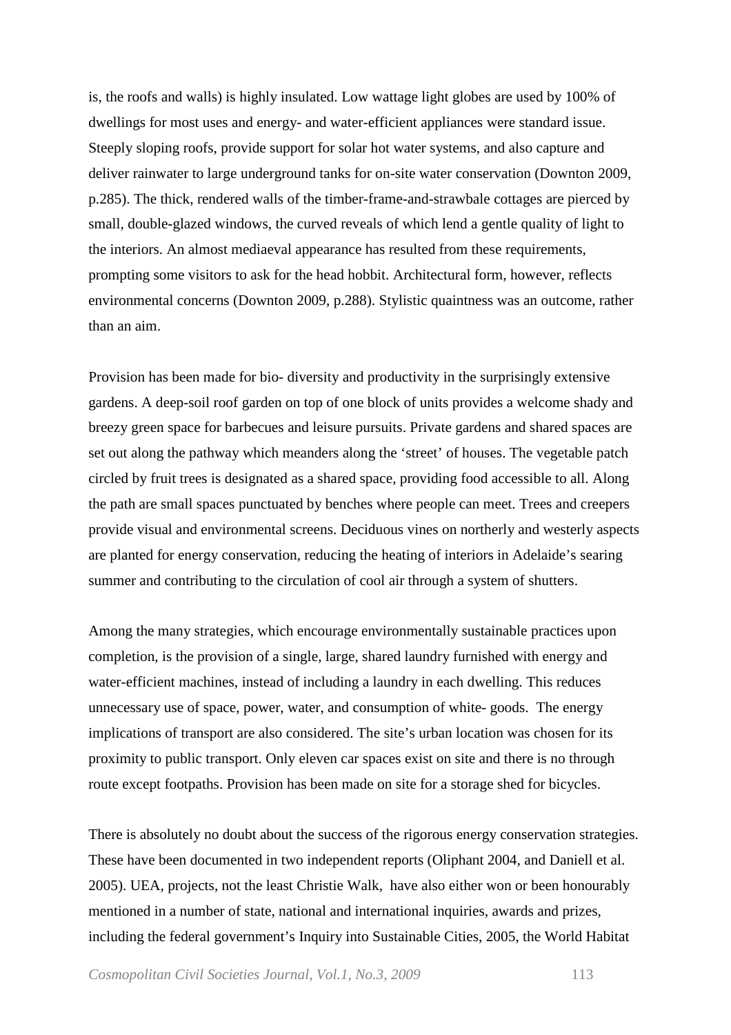is, the roofs and walls) is highly insulated. Low wattage light globes are used by 100% of dwellings for most uses and energy- and water-efficient appliances were standard issue. Steeply sloping roofs, provide support for solar hot water systems, and also capture and deliver rainwater to large underground tanks for on-site water conservation (Downton 2009, p.285). The thick, rendered walls of the timber-frame-and-strawbale cottages are pierced by small, double-glazed windows, the curved reveals of which lend a gentle quality of light to the interiors. An almost mediaeval appearance has resulted from these requirements, prompting some visitors to ask for the head hobbit. Architectural form, however, reflects environmental concerns (Downton 2009, p.288). Stylistic quaintness was an outcome, rather than an aim.

Provision has been made for bio- diversity and productivity in the surprisingly extensive gardens. A deep-soil roof garden on top of one block of units provides a welcome shady and breezy green space for barbecues and leisure pursuits. Private gardens and shared spaces are set out along the pathway which meanders along the 'street' of houses. The vegetable patch circled by fruit trees is designated as a shared space, providing food accessible to all. Along the path are small spaces punctuated by benches where people can meet. Trees and creepers provide visual and environmental screens. Deciduous vines on northerly and westerly aspects are planted for energy conservation, reducing the heating of interiors in Adelaide's searing summer and contributing to the circulation of cool air through a system of shutters.

Among the many strategies, which encourage environmentally sustainable practices upon completion, is the provision of a single, large, shared laundry furnished with energy and water-efficient machines, instead of including a laundry in each dwelling. This reduces unnecessary use of space, power, water, and consumption of white- goods. The energy implications of transport are also considered. The site's urban location was chosen for its proximity to public transport. Only eleven car spaces exist on site and there is no through route except footpaths. Provision has been made on site for a storage shed for bicycles.

There is absolutely no doubt about the success of the rigorous energy conservation strategies. These have been documented in two independent reports (Oliphant 2004, and Daniell et al. 2005). UEA, projects, not the least Christie Walk, have also either won or been honourably mentioned in a number of state, national and international inquiries, awards and prizes, including the federal government's Inquiry into Sustainable Cities, 2005, the World Habitat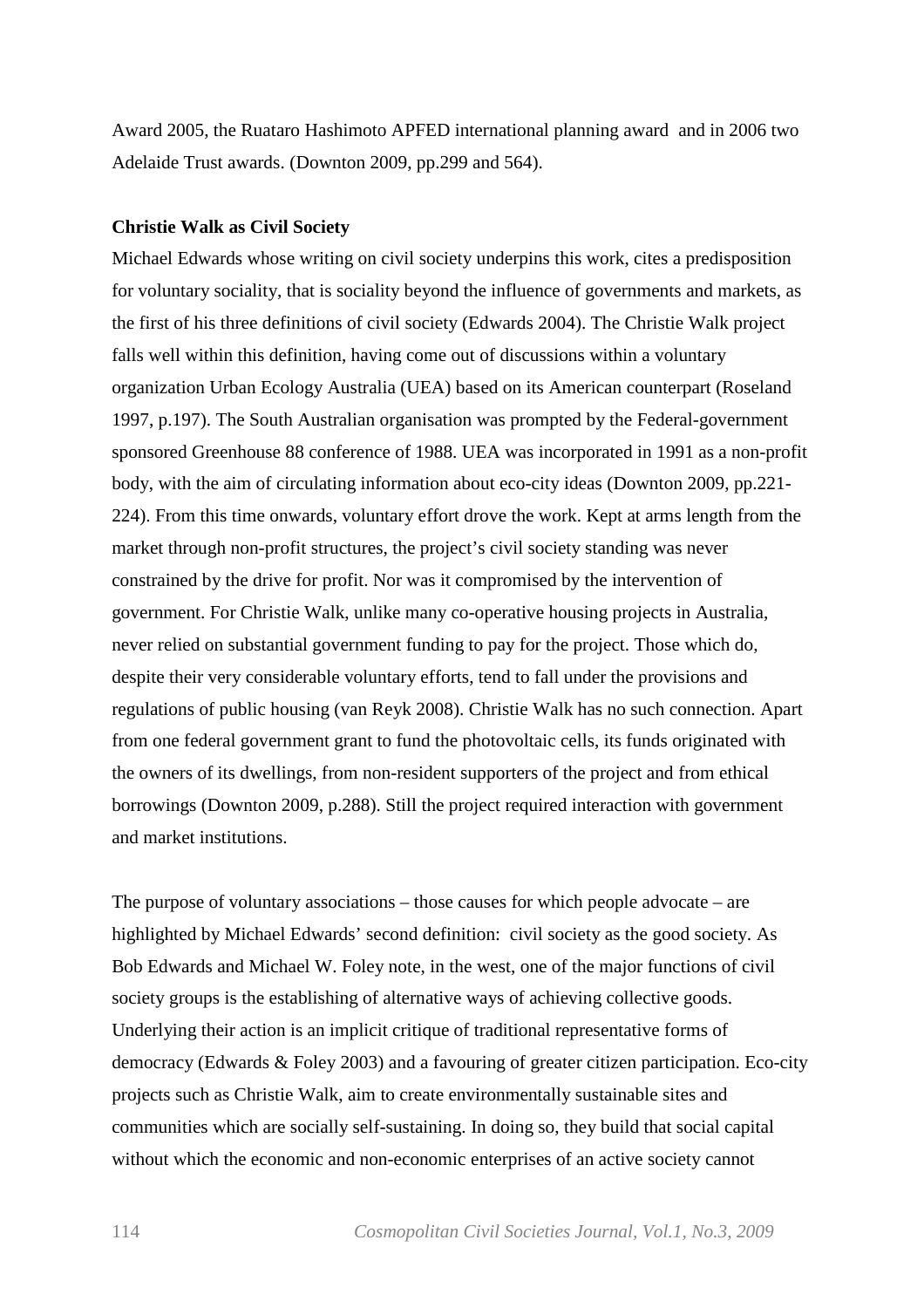Award 2005, the Ruataro Hashimoto APFED international planning award  and in 2006 two Adelaide Trust awards. (Downton 2009, pp.299 and 564).

**Christie Walk as Civil Society**

Michael Edwards whose writing on civil society underpins this work, cites a predisposition for voluntary sociality, that is sociality beyond the influence of governments and markets, as the first of his three definitions of civil society (Edwards 2004). The Christie Walk project falls well within this definition, having come out of discussions within a voluntary organization Urban Ecology Australia (UEA) based on its American counterpart (Roseland 1997, p.197). The South Australian organisation was prompted by the Federal-government sponsored Greenhouse 88 conference of 1988. UEA was incorporated in 1991 as a non-profit body, with the aim of circulating information about eco-city ideas (Downton 2009, pp.221-224). From this time onwards, voluntary effort drove the work. Kept at arms length from the market through non-profit structures, the project's civil society standing was never constrained by the drive for profit. Nor was it compromised by the intervention of government. For Christie Walk, unlike many co-operative housing projects in Australia, never relied on substantial government funding to pay for the project. Those which do, despite their very considerable voluntary efforts, tend to fall under the provisions and regulations of public housing (van Reyk 2008). Christie Walk has no such connection. Apart from one federal government grant to fund the photovoltaic cells, its funds originated with the owners of its dwellings, from non-resident supporters of the project and from ethical borrowings (Downton 2009, p.288). Still the project required interaction with government and market institutions.

The purpose of voluntary associations – those causes for which people advocate – are highlighted by Michael Edwards' second definition:  civil society as the good society. As Bob Edwards and Michael W. Foley note, in the west, one of the major functions of civil society groups is the establishing of alternative ways of achieving collective goods. Underlying their action is an implicit critique of traditional representative forms of democracy (Edwards & Foley 2003) and a favouring of greater citizen participation. Eco-city projects such as Christie Walk, aim to create environmentally sustainable sites and communities which are socially self-sustaining. In doing so, they build that social capital without which the economic and non-economic enterprises of an active society cannot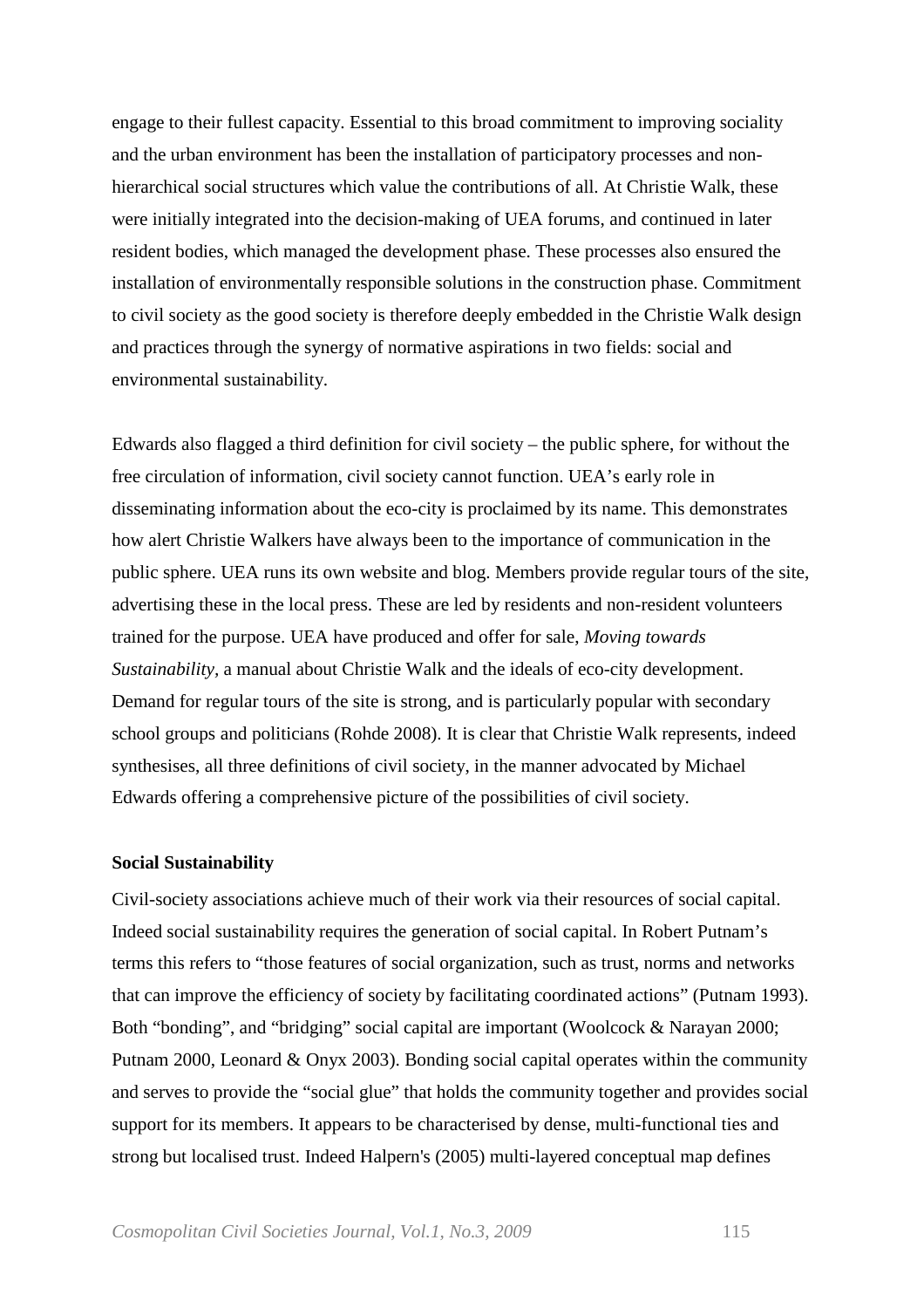engage to their fullest capacity. Essential to this broad commitment to improving sociality and the urban environment has been the installation of participatory processes and non-hierarchical social structures which value the contributions of all. At Christie Walk, these were initially integrated into the decision-making of UEA forums, and continued in later resident bodies, which managed the development phase. These processes also ensured the installation of environmentally responsible solutions in the construction phase. Commitment to civil society as the good society is therefore deeply embedded in the Christie Walk design and practices through the synergy of normative aspirations in two fields: social and environmental sustainability.

Edwards also flagged a third definition for civil society – the public sphere, for without the free circulation of information, civil society cannot function. UEA's early role in disseminating information about the eco-city is proclaimed by its name. This demonstrates how alert Christie Walkers have always been to the importance of communication in the public sphere. UEA runs its own website and blog. Members provide regular tours of the site, advertising these in the local press. These are led by residents and non-resident volunteers trained for the purpose. UEA have produced and offer for sale, *Moving towards Sustainability*, a manual about Christie Walk and the ideals of eco-city development. Demand for regular tours of the site is strong, and is particularly popular with secondary school groups and politicians (Rohde 2008). It is clear that Christie Walk represents, indeed synthesises, all three definitions of civil society, in the manner advocated by Michael Edwards offering a comprehensive picture of the possibilities of civil society.

**Social Sustainability**

Civil-society associations achieve much of their work via their resources of social capital. Indeed social sustainability requires the generation of social capital. In Robert Putnam's terms this refers to "those features of social organization, such as trust, norms and networks that can improve the efficiency of society by facilitating coordinated actions" (Putnam 1993). Both "bonding", and "bridging" social capital are important (Woolcock & Narayan 2000; Putnam 2000, Leonard & Onyx 2003). Bonding social capital operates within the community and serves to provide the "social glue" that holds the community together and provides social support for its members. It appears to be characterised by dense, multi-functional ties and strong but localised trust. Indeed Halpern's (2005) multi-layered conceptual map defines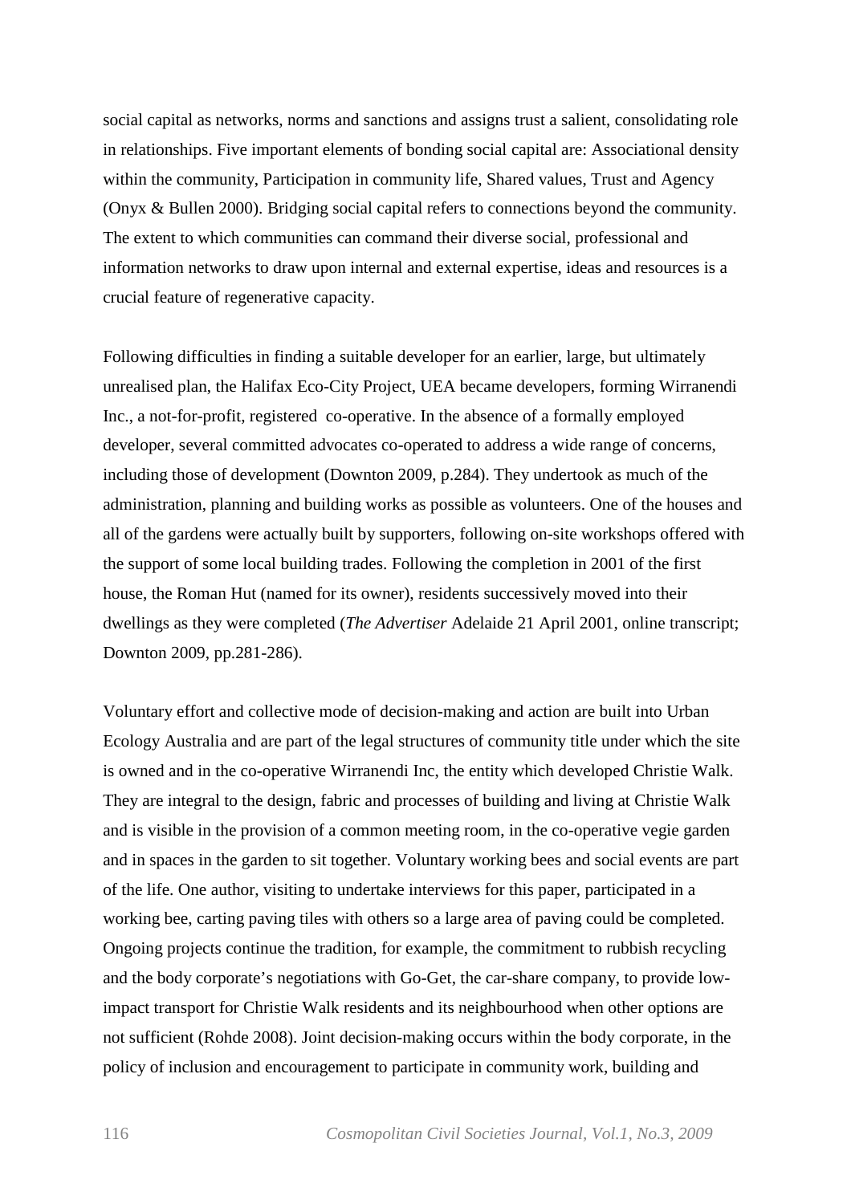social capital as networks, norms and sanctions and assigns trust a salient, consolidating role in relationships. Five important elements of bonding social capital are: Associational density within the community, Participation in community life, Shared values, Trust and Agency (Onyx & Bullen 2000). Bridging social capital refers to connections beyond the community. The extent to which communities can command their diverse social, professional and information networks to draw upon internal and external expertise, ideas and resources is a crucial feature of regenerative capacity.

Following difficulties in finding a suitable developer for an earlier, large, but ultimately unrealised plan, the Halifax Eco-City Project, UEA became developers, forming Wirranendi Inc., a not-for-profit, registered co-operative. In the absence of a formally employed developer, several committed advocates co-operated to address a wide range of concerns, including those of development (Downton 2009, p.284). They undertook as much of the administration, planning and building works as possible as volunteers. One of the houses and all of the gardens were actually built by supporters, following on-site workshops offered with the support of some local building trades. Following the completion in 2001 of the first house, the Roman Hut (named for its owner), residents successively moved into their dwellings as they were completed (*The Advertiser* Adelaide 21 April 2001, online transcript; Downton 2009, pp.281-286).

Voluntary effort and collective mode of decision-making and action are built into Urban Ecology Australia and are part of the legal structures of community title under which the site is owned and in the co-operative Wirranendi Inc, the entity which developed Christie Walk. They are integral to the design, fabric and processes of building and living at Christie Walk and is visible in the provision of a common meeting room, in the co-operative vegie garden and in spaces in the garden to sit together. Voluntary working bees and social events are part of the life. One author, visiting to undertake interviews for this paper, participated in a working bee, carting paving tiles with others so a large area of paving could be completed. Ongoing projects continue the tradition, for example, the commitment to rubbish recycling and the body corporate's negotiations with Go-Get, the car-share company, to provide low-impact transport for Christie Walk residents and its neighbourhood when other options are not sufficient (Rohde 2008). Joint decision-making occurs within the body corporate, in the policy of inclusion and encouragement to participate in community work, building and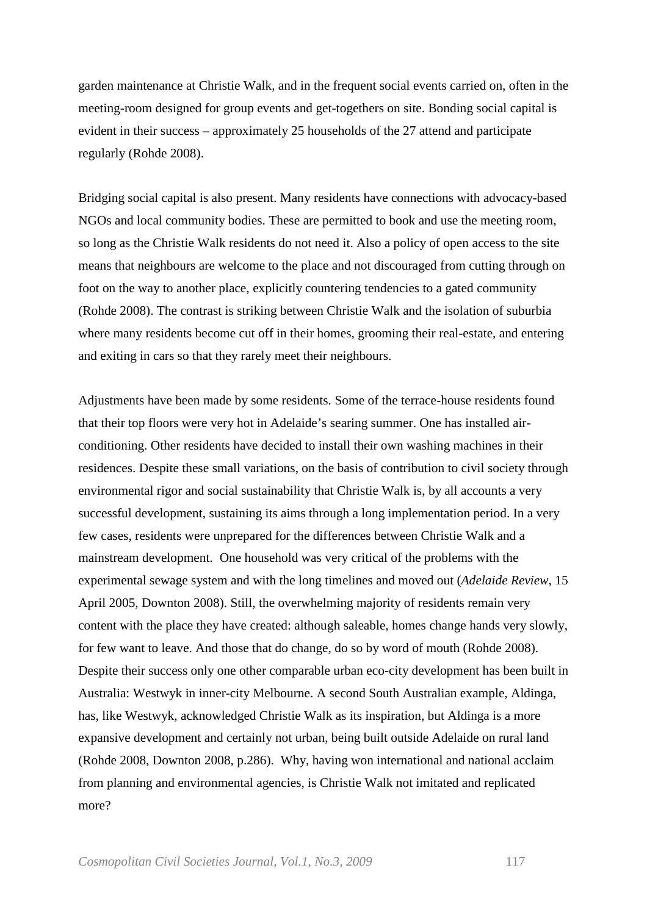garden maintenance at Christie Walk, and in the frequent social events carried on, often in the meeting-room designed for group events and get-togethers on site. Bonding social capital is evident in their success – approximately 25 households of the 27 attend and participate regularly (Rohde 2008).

Bridging social capital is also present. Many residents have connections with advocacy-based NGOs and local community bodies. These are permitted to book and use the meeting room, so long as the Christie Walk residents do not need it. Also a policy of open access to the site means that neighbours are welcome to the place and not discouraged from cutting through on foot on the way to another place, explicitly countering tendencies to a gated community (Rohde 2008). The contrast is striking between Christie Walk and the isolation of suburbia where many residents become cut off in their homes, grooming their real-estate, and entering and exiting in cars so that they rarely meet their neighbours.

Adjustments have been made by some residents. Some of the terrace-house residents found that their top floors were very hot in Adelaide's searing summer. One has installed air-conditioning. Other residents have decided to install their own washing machines in their residences. Despite these small variations, on the basis of contribution to civil society through environmental rigor and social sustainability that Christie Walk is, by all accounts a very successful development, sustaining its aims through a long implementation period. In a very few cases, residents were unprepared for the differences between Christie Walk and a mainstream development. One household was very critical of the problems with the experimental sewage system and with the long timelines and moved out (*Adelaide Review*, 15 April 2005, Downton 2008). Still, the overwhelming majority of residents remain very content with the place they have created: although saleable, homes change hands very slowly, for few want to leave. And those that do change, do so by word of mouth (Rohde 2008). Despite their success only one other comparable urban eco-city development has been built in Australia: Westwyk in inner-city Melbourne. A second South Australian example, Aldinga, has, like Westwyk, acknowledged Christie Walk as its inspiration, but Aldinga is a more expansive development and certainly not urban, being built outside Adelaide on rural land (Rohde 2008, Downton 2008, p.286). Why, having won international and national acclaim from planning and environmental agencies, is Christie Walk not imitated and replicated more?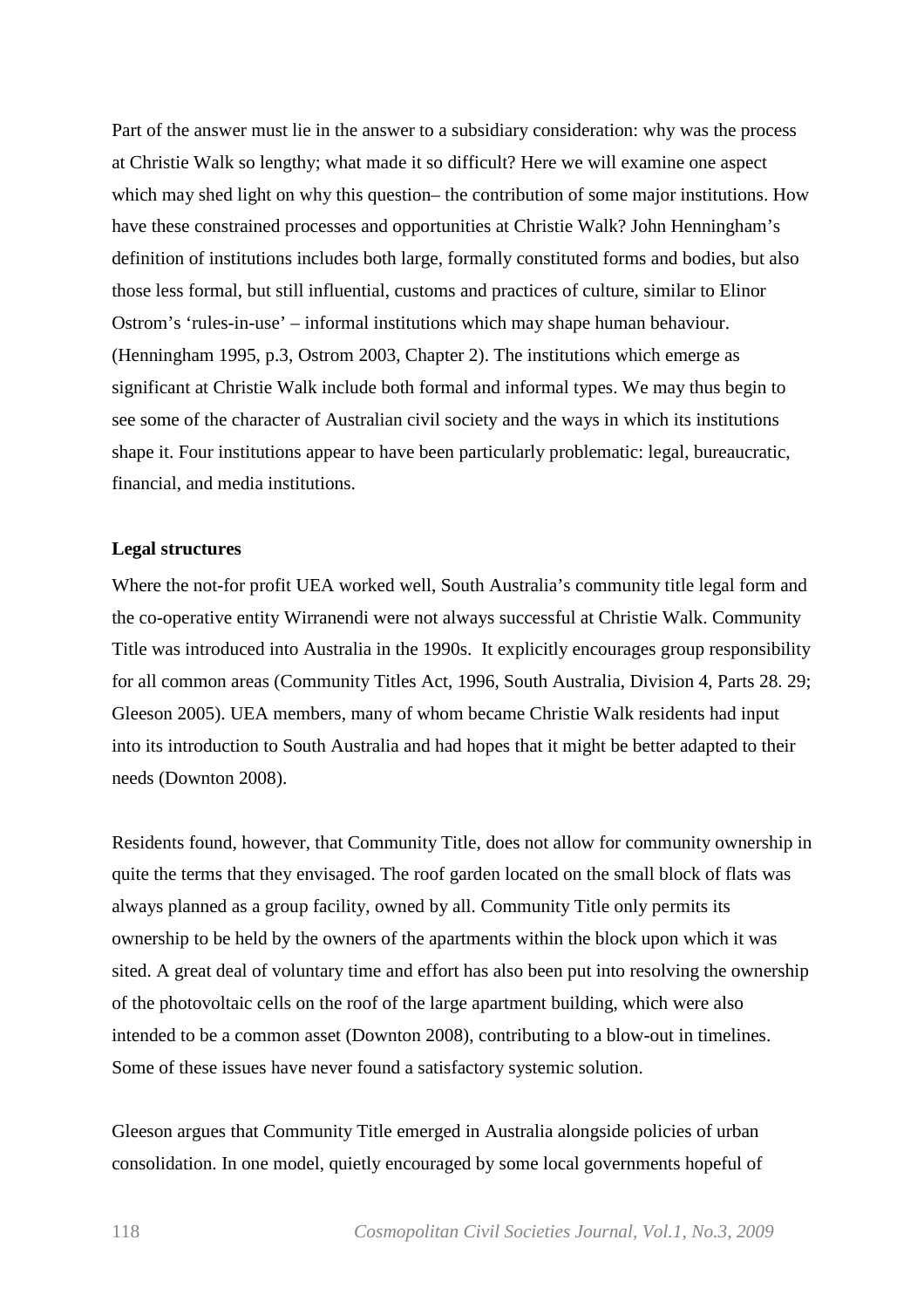Part of the answer must lie in the answer to a subsidiary consideration: why was the process at Christie Walk so lengthy; what made it so difficult? Here we will examine one aspect which may shed light on why this question– the contribution of some major institutions. How have these constrained processes and opportunities at Christie Walk? John Henningham's definition of institutions includes both large, formally constituted forms and bodies, but also those less formal, but still influential, customs and practices of culture, similar to Elinor Ostrom's 'rules-in-use' – informal institutions which may shape human behaviour. (Henningham 1995, p.3, Ostrom 2003, Chapter 2). The institutions which emerge as significant at Christie Walk include both formal and informal types. We may thus begin to see some of the character of Australian civil society and the ways in which its institutions shape it. Four institutions appear to have been particularly problematic: legal, bureaucratic, financial, and media institutions.

**Legal structures**

Where the not-for profit UEA worked well, South Australia's community title legal form and the co-operative entity Wirranendi were not always successful at Christie Walk. Community Title was introduced into Australia in the 1990s. It explicitly encourages group responsibility for all common areas (Community Titles Act, 1996, South Australia, Division 4, Parts 28. 29; Gleeson 2005). UEA members, many of whom became Christie Walk residents had input into its introduction to South Australia and had hopes that it might be better adapted to their needs (Downton 2008).

Residents found, however, that Community Title, does not allow for community ownership in quite the terms that they envisaged. The roof garden located on the small block of flats was always planned as a group facility, owned by all. Community Title only permits its ownership to be held by the owners of the apartments within the block upon which it was sited. A great deal of voluntary time and effort has also been put into resolving the ownership of the photovoltaic cells on the roof of the large apartment building, which were also intended to be a common asset (Downton 2008), contributing to a blow-out in timelines. Some of these issues have never found a satisfactory systemic solution.

Gleeson argues that Community Title emerged in Australia alongside policies of urban consolidation. In one model, quietly encouraged by some local governments hopeful of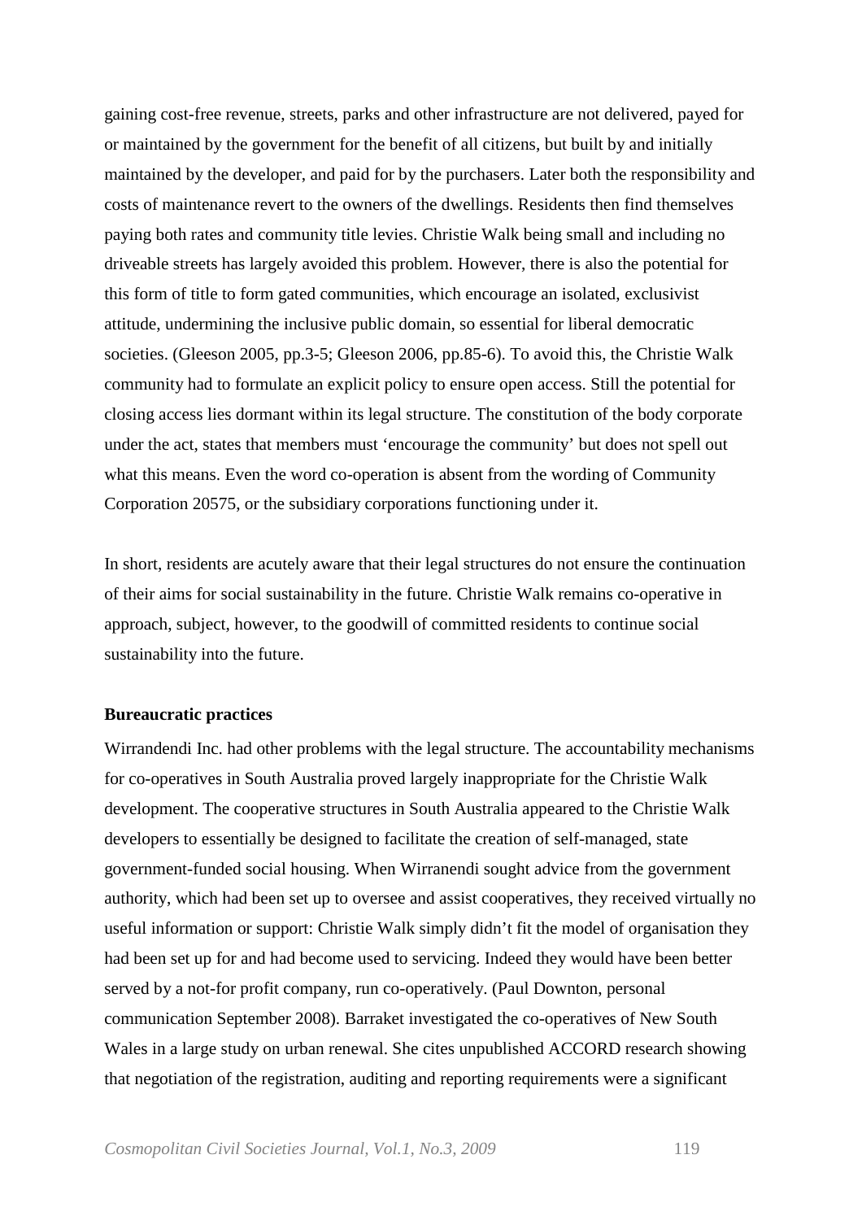gaining cost-free revenue, streets, parks and other infrastructure are not delivered, payed for or maintained by the government for the benefit of all citizens, but built by and initially maintained by the developer, and paid for by the purchasers. Later both the responsibility and costs of maintenance revert to the owners of the dwellings. Residents then find themselves paying both rates and community title levies. Christie Walk being small and including no driveable streets has largely avoided this problem. However, there is also the potential for this form of title to form gated communities, which encourage an isolated, exclusivist attitude, undermining the inclusive public domain, so essential for liberal democratic societies. (Gleeson 2005, pp.3-5; Gleeson 2006, pp.85-6). To avoid this, the Christie Walk community had to formulate an explicit policy to ensure open access. Still the potential for closing access lies dormant within its legal structure. The constitution of the body corporate under the act, states that members must 'encourage the community' but does not spell out what this means. Even the word co-operation is absent from the wording of Community Corporation 20575, or the subsidiary corporations functioning under it.

In short, residents are acutely aware that their legal structures do not ensure the continuation of their aims for social sustainability in the future. Christie Walk remains co-operative in approach, subject, however, to the goodwill of committed residents to continue social sustainability into the future.

**Bureaucratic practices**

Wirrandendi Inc. had other problems with the legal structure. The accountability mechanisms for co-operatives in South Australia proved largely inappropriate for the Christie Walk development. The cooperative structures in South Australia appeared to the Christie Walk developers to essentially be designed to facilitate the creation of self-managed, state government-funded social housing. When Wirranendi sought advice from the government authority, which had been set up to oversee and assist cooperatives, they received virtually no useful information or support: Christie Walk simply didn't fit the model of organisation they had been set up for and had become used to servicing. Indeed they would have been better served by a not-for profit company, run co-operatively. (Paul Downton, personal communication September 2008). Barraket investigated the co-operatives of New South Wales in a large study on urban renewal. She cites unpublished ACCORD research showing that negotiation of the registration, auditing and reporting requirements were a significant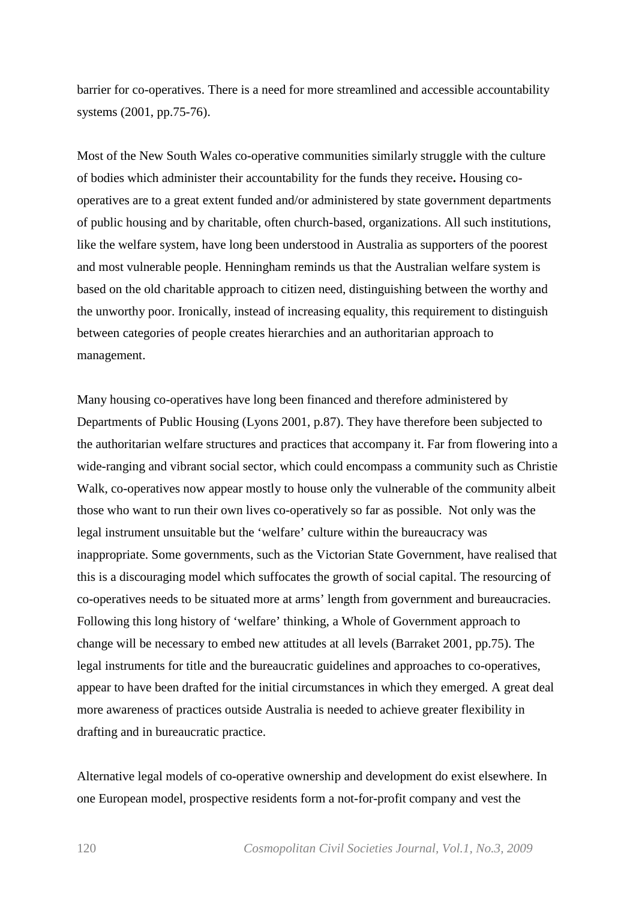barrier for co-operatives. There is a need for more streamlined and accessible accountability systems (2001, pp.75-76).

Most of the New South Wales co-operative communities similarly struggle with the culture of bodies which administer their accountability for the funds they receive**.** Housing co-operatives are to a great extent funded and/or administered by state government departments of public housing and by charitable, often church-based, organizations. All such institutions, like the welfare system, have long been understood in Australia as supporters of the poorest and most vulnerable people. Henningham reminds us that the Australian welfare system is based on the old charitable approach to citizen need, distinguishing between the worthy and the unworthy poor. Ironically, instead of increasing equality, this requirement to distinguish between categories of people creates hierarchies and an authoritarian approach to management.

Many housing co-operatives have long been financed and therefore administered by Departments of Public Housing (Lyons 2001, p.87). They have therefore been subjected to the authoritarian welfare structures and practices that accompany it. Far from flowering into a wide-ranging and vibrant social sector, which could encompass a community such as Christie Walk, co-operatives now appear mostly to house only the vulnerable of the community albeit those who want to run their own lives co-operatively so far as possible. Not only was the legal instrument unsuitable but the 'welfare' culture within the bureaucracy was inappropriate. Some governments, such as the Victorian State Government, have realised that this is a discouraging model which suffocates the growth of social capital. The resourcing of co-operatives needs to be situated more at arms' length from government and bureaucracies. Following this long history of 'welfare' thinking, a Whole of Government approach to change will be necessary to embed new attitudes at all levels (Barraket 2001, pp.75). The legal instruments for title and the bureaucratic guidelines and approaches to co-operatives, appear to have been drafted for the initial circumstances in which they emerged. A great deal more awareness of practices outside Australia is needed to achieve greater flexibility in drafting and in bureaucratic practice.

Alternative legal models of co-operative ownership and development do exist elsewhere. In one European model, prospective residents form a not-for-profit company and vest the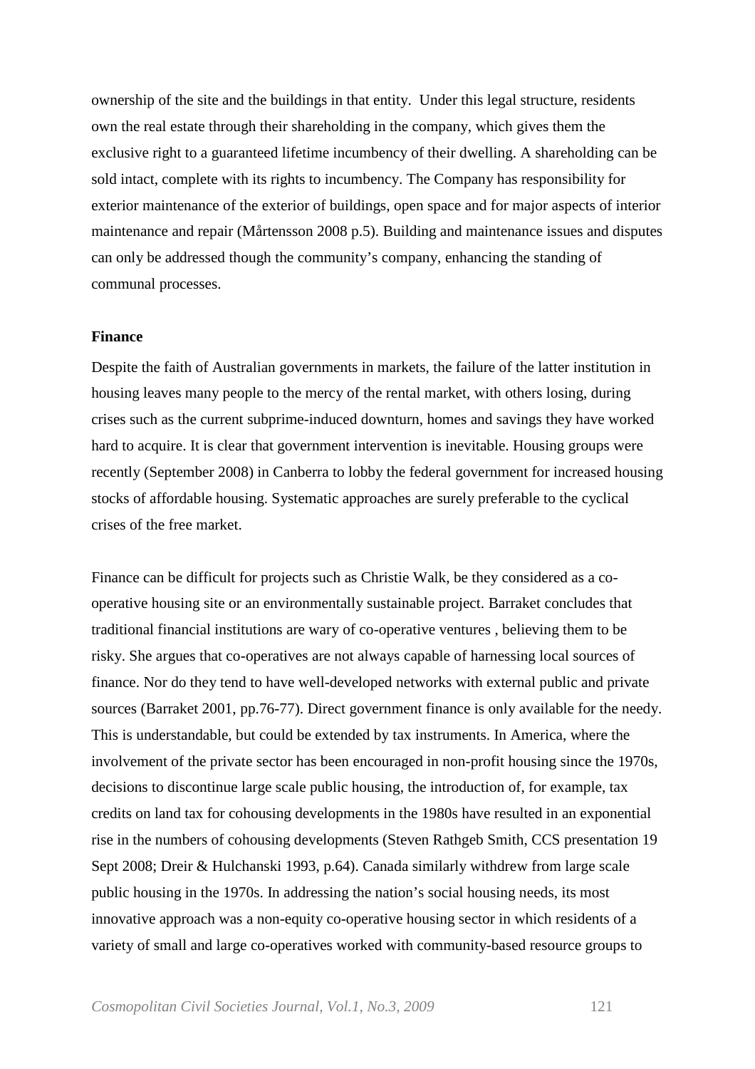ownership of the site and the buildings in that entity. Under this legal structure, residents own the real estate through their shareholding in the company, which gives them the exclusive right to a guaranteed lifetime incumbency of their dwelling. A shareholding can be sold intact, complete with its rights to incumbency. The Company has responsibility for exterior maintenance of the exterior of buildings, open space and for major aspects of interior maintenance and repair (Mårtensson 2008 p.5). Building and maintenance issues and disputes can only be addressed though the community's company, enhancing the standing of communal processes.

**Finance**

Despite the faith of Australian governments in markets, the failure of the latter institution in housing leaves many people to the mercy of the rental market, with others losing, during crises such as the current subprime-induced downturn, homes and savings they have worked hard to acquire. It is clear that government intervention is inevitable. Housing groups were recently (September 2008) in Canberra to lobby the federal government for increased housing stocks of affordable housing. Systematic approaches are surely preferable to the cyclical crises of the free market.

Finance can be difficult for projects such as Christie Walk, be they considered as a co-operative housing site or an environmentally sustainable project. Barraket concludes that traditional financial institutions are wary of co-operative ventures , believing them to be risky. She argues that co-operatives are not always capable of harnessing local sources of finance. Nor do they tend to have well-developed networks with external public and private sources (Barraket 2001, pp.76-77). Direct government finance is only available for the needy. This is understandable, but could be extended by tax instruments. In America, where the involvement of the private sector has been encouraged in non-profit housing since the 1970s, decisions to discontinue large scale public housing, the introduction of, for example, tax credits on land tax for cohousing developments in the 1980s have resulted in an exponential rise in the numbers of cohousing developments (Steven Rathgeb Smith, CCS presentation 19 Sept 2008; Dreir & Hulchanski 1993, p.64). Canada similarly withdrew from large scale public housing in the 1970s. In addressing the nation's social housing needs, its most innovative approach was a non-equity co-operative housing sector in which residents of a variety of small and large co-operatives worked with community-based resource groups to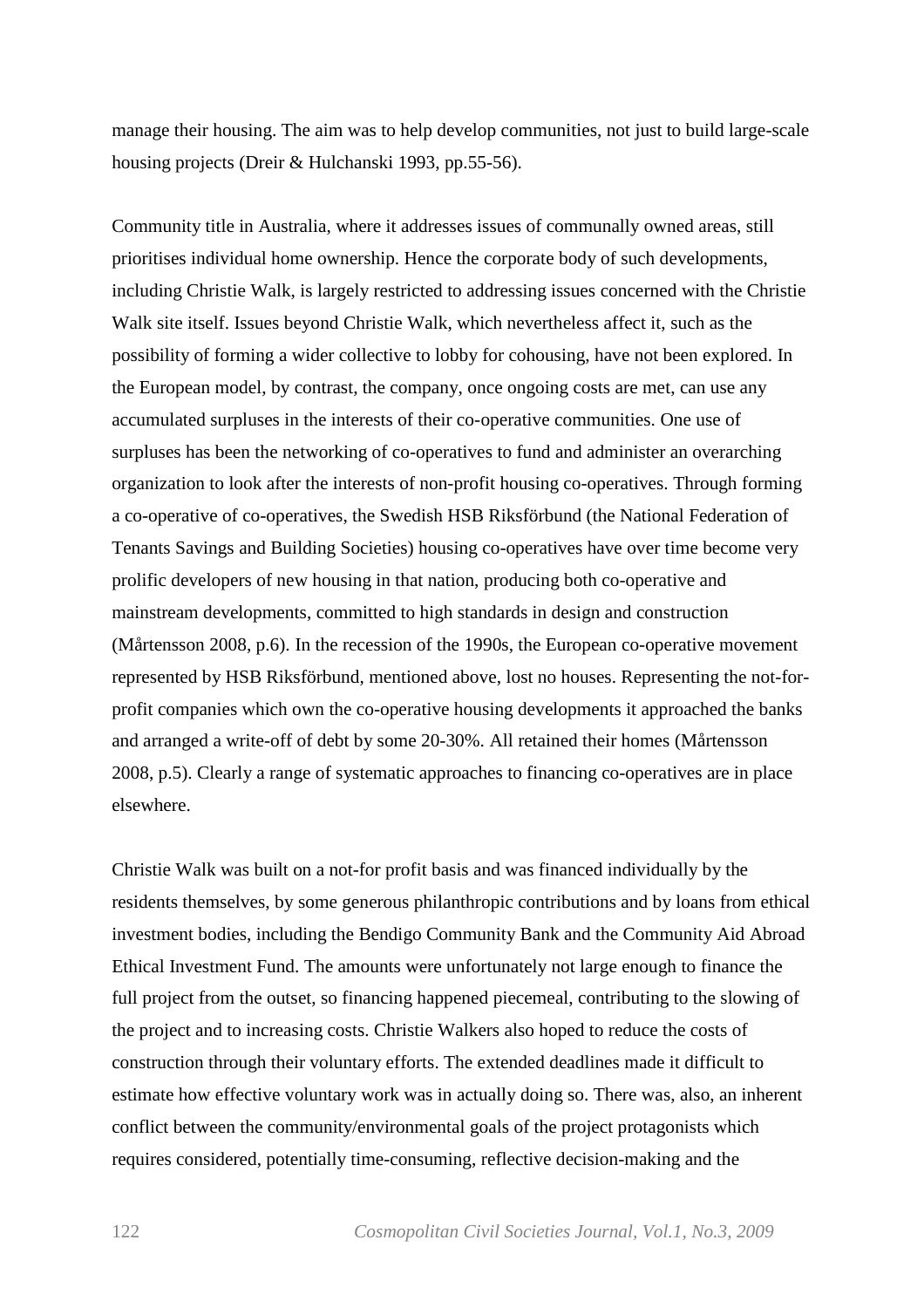manage their housing. The aim was to help develop communities, not just to build large-scale housing projects (Dreir & Hulchanski 1993, pp.55-56).

Community title in Australia, where it addresses issues of communally owned areas, still prioritises individual home ownership. Hence the corporate body of such developments, including Christie Walk, is largely restricted to addressing issues concerned with the Christie Walk site itself. Issues beyond Christie Walk, which nevertheless affect it, such as the possibility of forming a wider collective to lobby for cohousing, have not been explored. In the European model, by contrast, the company, once ongoing costs are met, can use any accumulated surpluses in the interests of their co-operative communities. One use of surpluses has been the networking of co-operatives to fund and administer an overarching organization to look after the interests of non-profit housing co-operatives. Through forming a co-operative of co-operatives, the Swedish HSB Riksförbund (the National Federation of Tenants Savings and Building Societies) housing co-operatives have over time become very prolific developers of new housing in that nation, producing both co-operative and mainstream developments, committed to high standards in design and construction (Mårtensson 2008, p.6). In the recession of the 1990s, the European co-operative movement represented by HSB Riksförbund, mentioned above, lost no houses. Representing the not-for-profit companies which own the co-operative housing developments it approached the banks and arranged a write-off of debt by some 20-30%. All retained their homes (Mårtensson 2008, p.5). Clearly a range of systematic approaches to financing co-operatives are in place elsewhere.

Christie Walk was built on a not-for profit basis and was financed individually by the residents themselves, by some generous philanthropic contributions and by loans from ethical investment bodies, including the Bendigo Community Bank and the Community Aid Abroad Ethical Investment Fund. The amounts were unfortunately not large enough to finance the full project from the outset, so financing happened piecemeal, contributing to the slowing of the project and to increasing costs. Christie Walkers also hoped to reduce the costs of construction through their voluntary efforts. The extended deadlines made it difficult to estimate how effective voluntary work was in actually doing so. There was, also, an inherent conflict between the community/environmental goals of the project protagonists which requires considered, potentially time-consuming, reflective decision-making and the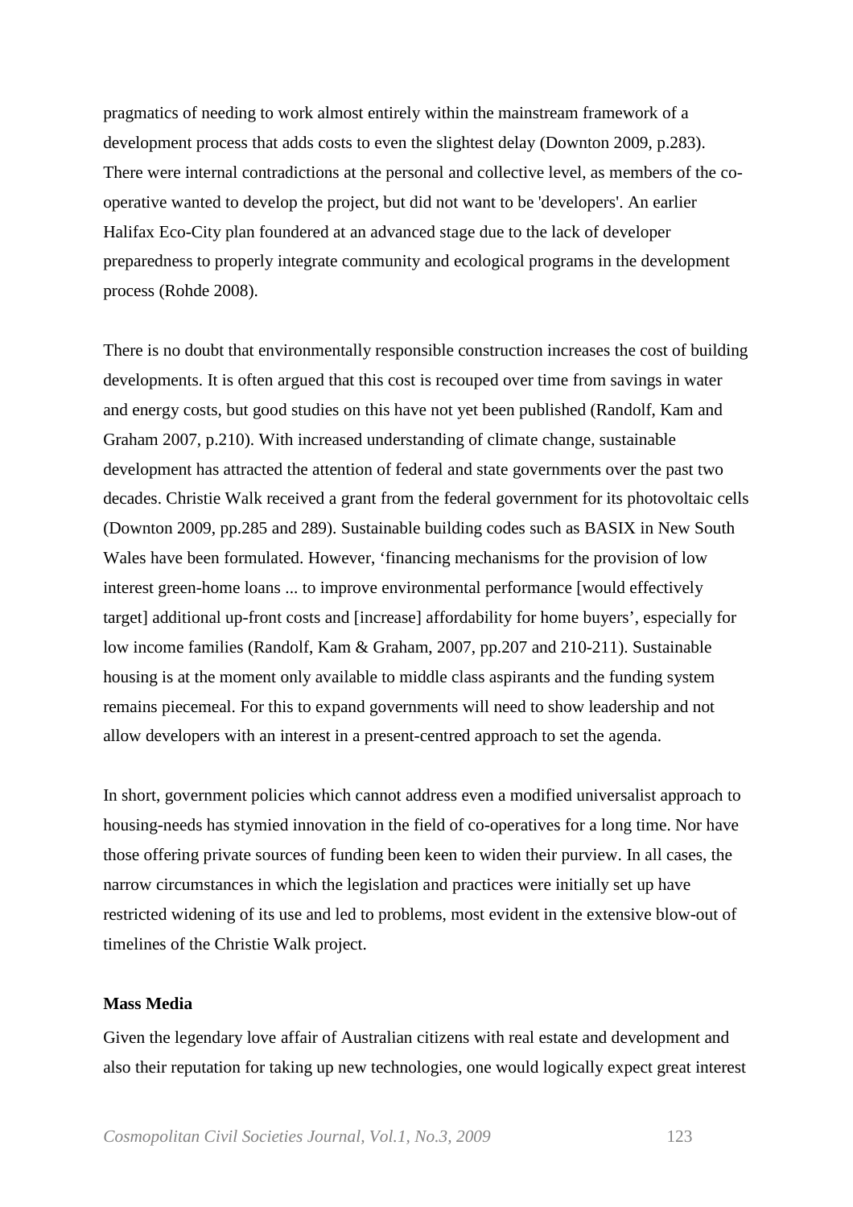pragmatics of needing to work almost entirely within the mainstream framework of a development process that adds costs to even the slightest delay (Downton 2009, p.283). There were internal contradictions at the personal and collective level, as members of the co-operative wanted to develop the project, but did not want to be 'developers'. An earlier Halifax Eco-City plan foundered at an advanced stage due to the lack of developer preparedness to properly integrate community and ecological programs in the development process (Rohde 2008).

There is no doubt that environmentally responsible construction increases the cost of building developments. It is often argued that this cost is recouped over time from savings in water and energy costs, but good studies on this have not yet been published (Randolf, Kam and Graham 2007, p.210). With increased understanding of climate change, sustainable development has attracted the attention of federal and state governments over the past two decades. Christie Walk received a grant from the federal government for its photovoltaic cells (Downton 2009, pp.285 and 289). Sustainable building codes such as BASIX in New South Wales have been formulated. However, 'financing mechanisms for the provision of low interest green-home loans ... to improve environmental performance [would effectively target] additional up-front costs and [increase] affordability for home buyers', especially for low income families (Randolf, Kam & Graham, 2007, pp.207 and 210-211). Sustainable housing is at the moment only available to middle class aspirants and the funding system remains piecemeal. For this to expand governments will need to show leadership and not allow developers with an interest in a present-centred approach to set the agenda.

In short, government policies which cannot address even a modified universalist approach to housing-needs has stymied innovation in the field of co-operatives for a long time. Nor have those offering private sources of funding been keen to widen their purview. In all cases, the narrow circumstances in which the legislation and practices were initially set up have restricted widening of its use and led to problems, most evident in the extensive blow-out of timelines of the Christie Walk project.

**Mass Media**

Given the legendary love affair of Australian citizens with real estate and development and also their reputation for taking up new technologies, one would logically expect great interest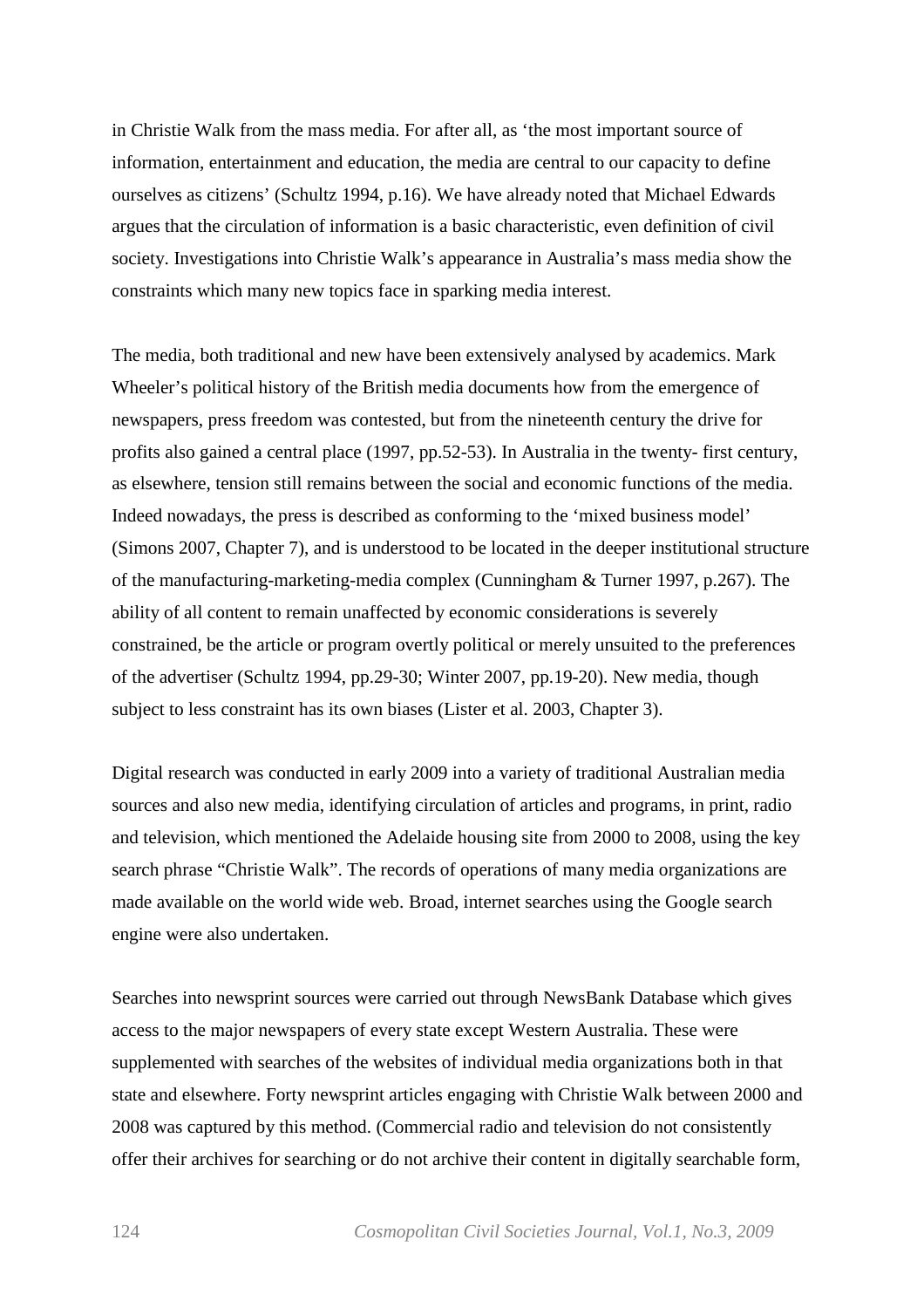in Christie Walk from the mass media. For after all, as 'the most important source of information, entertainment and education, the media are central to our capacity to define ourselves as citizens' (Schultz 1994, p.16). We have already noted that Michael Edwards argues that the circulation of information is a basic characteristic, even definition of civil society. Investigations into Christie Walk's appearance in Australia's mass media show the constraints which many new topics face in sparking media interest.

The media, both traditional and new have been extensively analysed by academics. Mark Wheeler's political history of the British media documents how from the emergence of newspapers, press freedom was contested, but from the nineteenth century the drive for profits also gained a central place (1997, pp.52-53). In Australia in the twenty- first century, as elsewhere, tension still remains between the social and economic functions of the media. Indeed nowadays, the press is described as conforming to the 'mixed business model' (Simons 2007, Chapter 7), and is understood to be located in the deeper institutional structure of the manufacturing-marketing-media complex (Cunningham & Turner 1997, p.267). The ability of all content to remain unaffected by economic considerations is severely constrained, be the article or program overtly political or merely unsuited to the preferences of the advertiser (Schultz 1994, pp.29-30; Winter 2007, pp.19-20). New media, though subject to less constraint has its own biases (Lister et al. 2003, Chapter 3).

Digital research was conducted in early 2009 into a variety of traditional Australian media sources and also new media, identifying circulation of articles and programs, in print, radio and television, which mentioned the Adelaide housing site from 2000 to 2008, using the key search phrase "Christie Walk". The records of operations of many media organizations are made available on the world wide web. Broad, internet searches using the Google search engine were also undertaken.

Searches into newsprint sources were carried out through NewsBank Database which gives access to the major newspapers of every state except Western Australia. These were supplemented with searches of the websites of individual media organizations both in that state and elsewhere. Forty newsprint articles engaging with Christie Walk between 2000 and 2008 was captured by this method. (Commercial radio and television do not consistently offer their archives for searching or do not archive their content in digitally searchable form,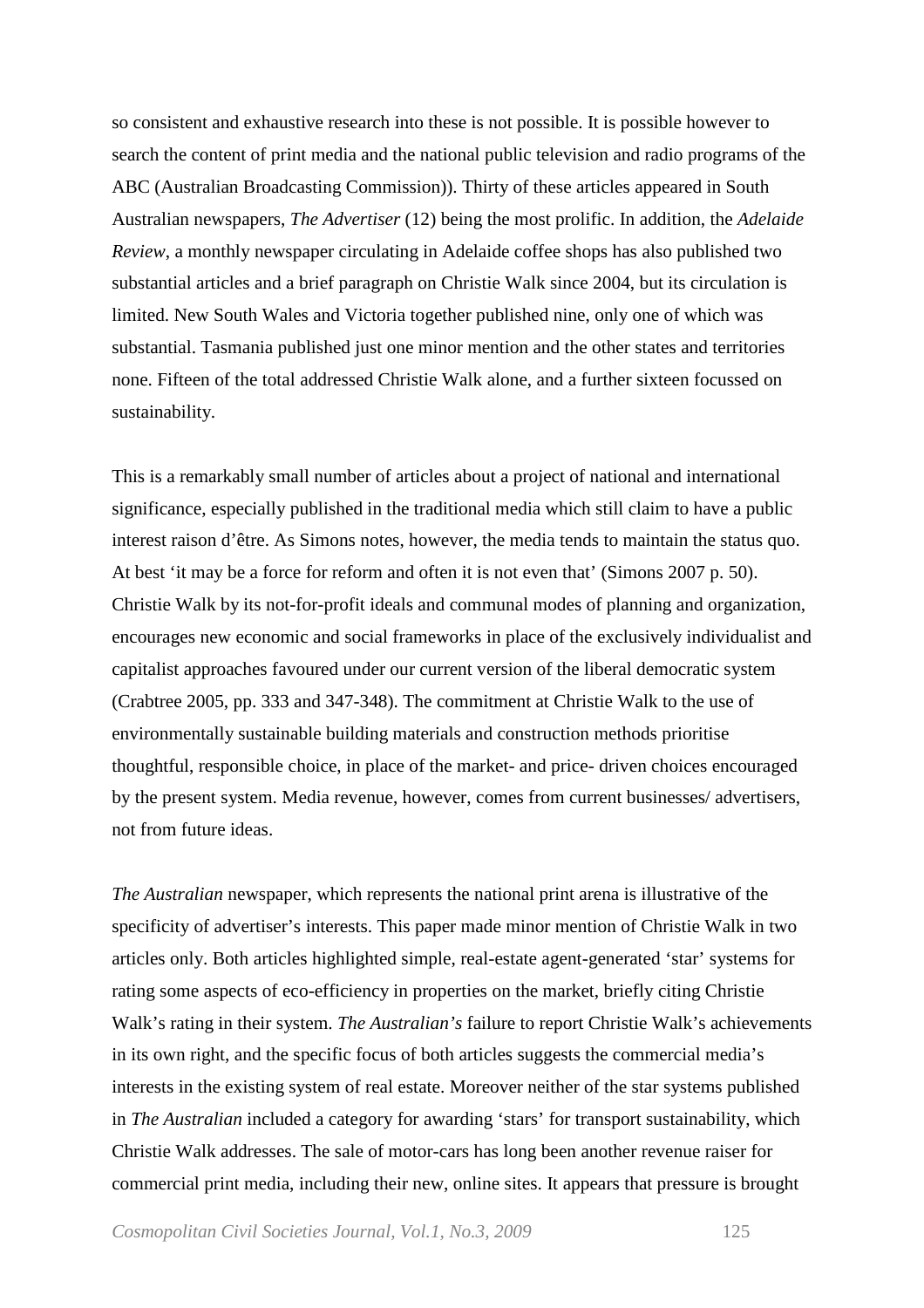so consistent and exhaustive research into these is not possible. It is possible however to search the content of print media and the national public television and radio programs of the ABC (Australian Broadcasting Commission)). Thirty of these articles appeared in South Australian newspapers, *The Advertiser* (12) being the most prolific. In addition, the *Adelaide Review*, a monthly newspaper circulating in Adelaide coffee shops has also published two substantial articles and a brief paragraph on Christie Walk since 2004, but its circulation is limited. New South Wales and Victoria together published nine, only one of which was substantial. Tasmania published just one minor mention and the other states and territories none. Fifteen of the total addressed Christie Walk alone, and a further sixteen focussed on sustainability.

This is a remarkably small number of articles about a project of national and international significance, especially published in the traditional media which still claim to have a public interest raison d'être. As Simons notes, however, the media tends to maintain the status quo. At best 'it may be a force for reform and often it is not even that' (Simons 2007 p. 50). Christie Walk by its not-for-profit ideals and communal modes of planning and organization, encourages new economic and social frameworks in place of the exclusively individualist and capitalist approaches favoured under our current version of the liberal democratic system (Crabtree 2005, pp. 333 and 347-348). The commitment at Christie Walk to the use of environmentally sustainable building materials and construction methods prioritise thoughtful, responsible choice, in place of the market- and price- driven choices encouraged by the present system. Media revenue, however, comes from current businesses/ advertisers, not from future ideas.

*The Australian* newspaper, which represents the national print arena is illustrative of the specificity of advertiser's interests. This paper made minor mention of Christie Walk in two articles only. Both articles highlighted simple, real-estate agent-generated 'star' systems for rating some aspects of eco-efficiency in properties on the market, briefly citing Christie Walk's rating in their system. *The Australian's* failure to report Christie Walk's achievements in its own right, and the specific focus of both articles suggests the commercial media's interests in the existing system of real estate. Moreover neither of the star systems published in *The Australian* included a category for awarding 'stars' for transport sustainability, which Christie Walk addresses. The sale of motor-cars has long been another revenue raiser for commercial print media, including their new, online sites. It appears that pressure is brought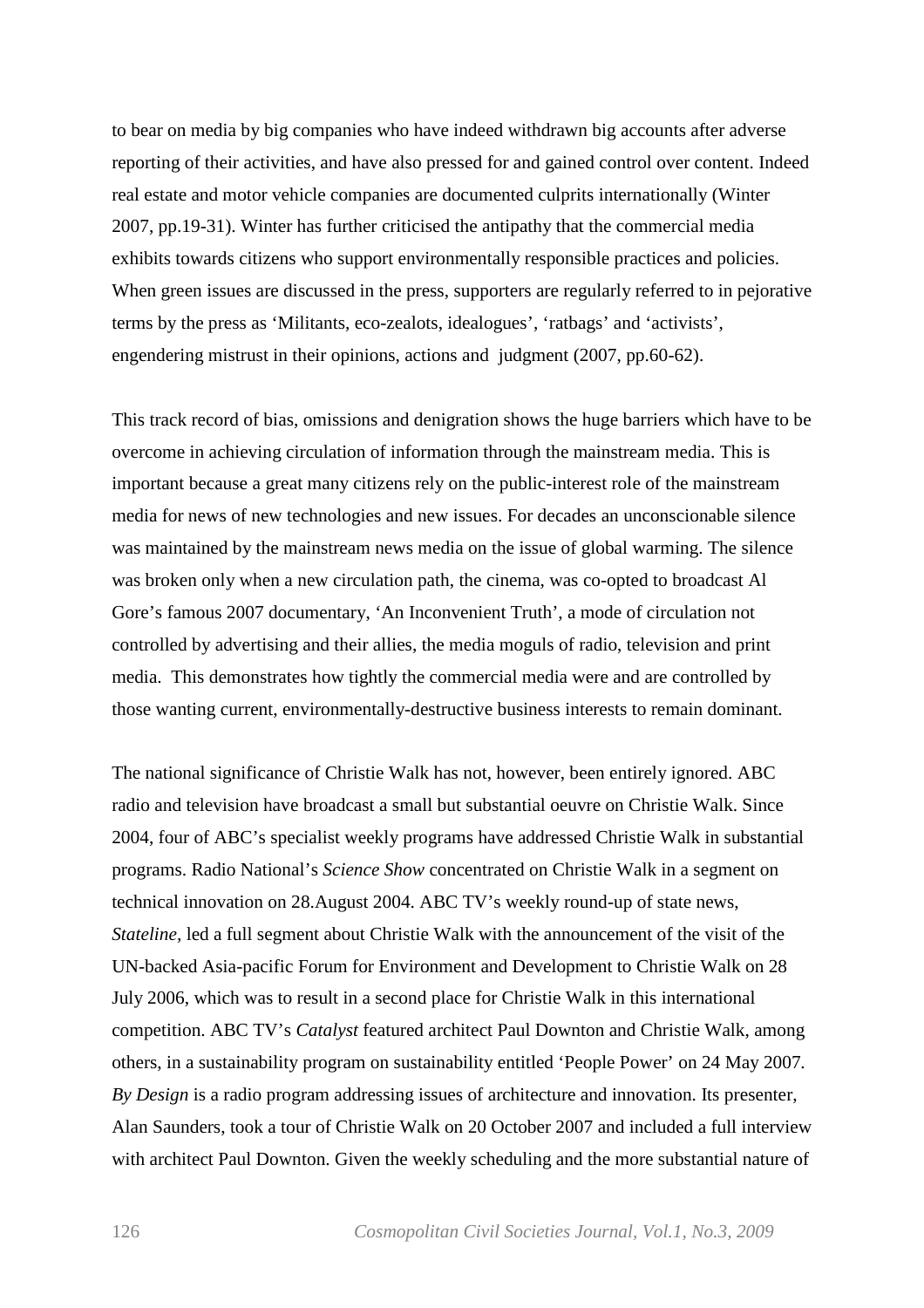to bear on media by big companies who have indeed withdrawn big accounts after adverse reporting of their activities, and have also pressed for and gained control over content. Indeed real estate and motor vehicle companies are documented culprits internationally (Winter 2007, pp.19-31). Winter has further criticised the antipathy that the commercial media exhibits towards citizens who support environmentally responsible practices and policies. When green issues are discussed in the press, supporters are regularly referred to in pejorative terms by the press as 'Militants, eco-zealots, idealogues', 'ratbags' and 'activists', engendering mistrust in their opinions, actions and judgment (2007, pp.60-62).

This track record of bias, omissions and denigration shows the huge barriers which have to be overcome in achieving circulation of information through the mainstream media. This is important because a great many citizens rely on the public-interest role of the mainstream media for news of new technologies and new issues. For decades an unconscionable silence was maintained by the mainstream news media on the issue of global warming. The silence was broken only when a new circulation path, the cinema, was co-opted to broadcast Al Gore's famous 2007 documentary, 'An Inconvenient Truth', a mode of circulation not controlled by advertising and their allies, the media moguls of radio, television and print media. This demonstrates how tightly the commercial media were and are controlled by those wanting current, environmentally-destructive business interests to remain dominant.

The national significance of Christie Walk has not, however, been entirely ignored. ABC radio and television have broadcast a small but substantial oeuvre on Christie Walk. Since 2004, four of ABC's specialist weekly programs have addressed Christie Walk in substantial programs. Radio National's *Science Show* concentrated on Christie Walk in a segment on technical innovation on 28.August 2004. ABC TV's weekly round-up of state news, *Stateline,* led a full segment about Christie Walk with the announcement of the visit of the UN-backed Asia-pacific Forum for Environment and Development to Christie Walk on 28 July 2006, which was to result in a second place for Christie Walk in this international competition. ABC TV's *Catalyst* featured architect Paul Downton and Christie Walk, among others, in a sustainability program on sustainability entitled 'People Power' on 24 May 2007. *By Design* is a radio program addressing issues of architecture and innovation. Its presenter, Alan Saunders, took a tour of Christie Walk on 20 October 2007 and included a full interview with architect Paul Downton. Given the weekly scheduling and the more substantial nature of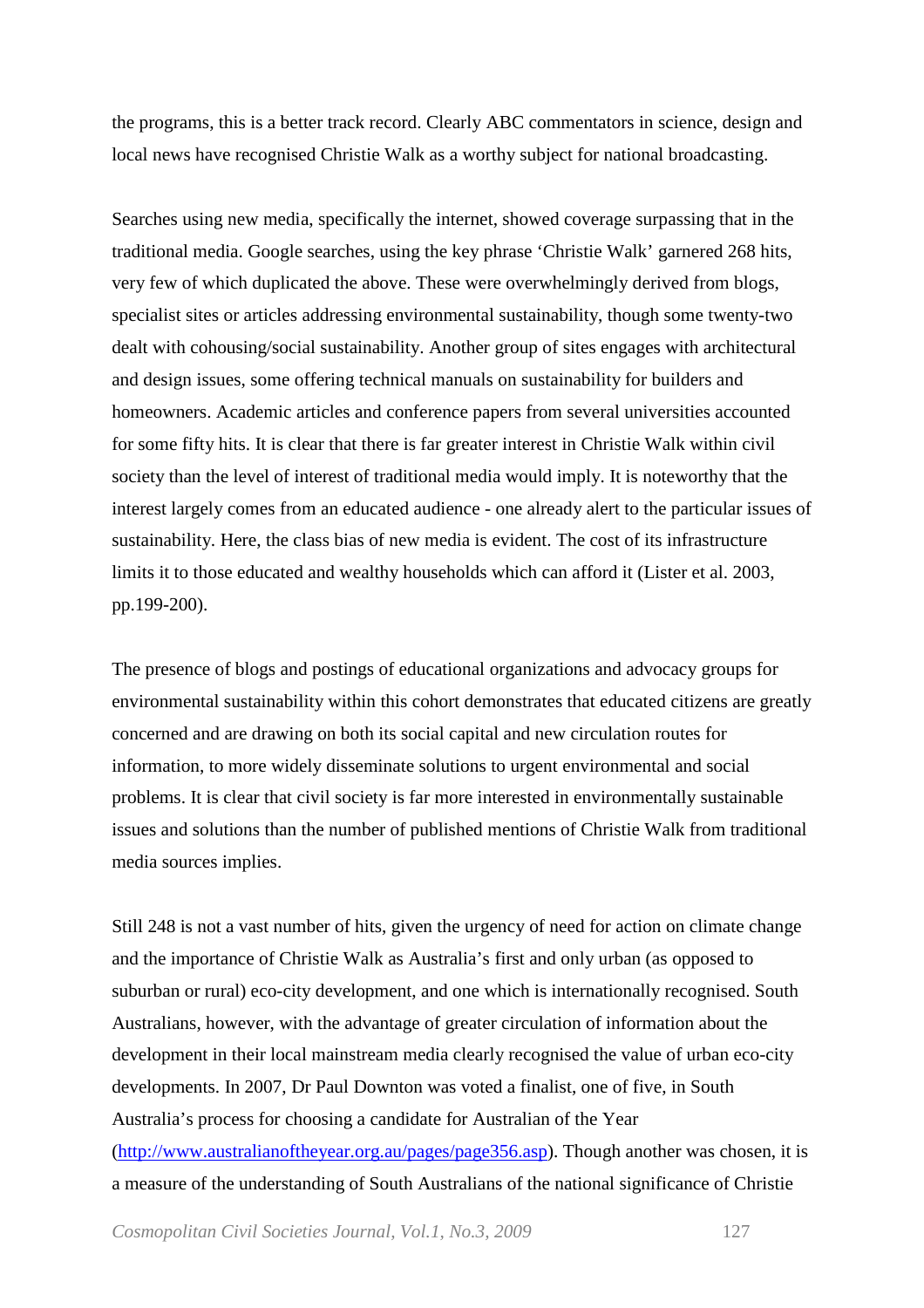the programs, this is a better track record. Clearly ABC commentators in science, design and local news have recognised Christie Walk as a worthy subject for national broadcasting.

Searches using new media, specifically the internet, showed coverage surpassing that in the traditional media. Google searches, using the key phrase 'Christie Walk' garnered 268 hits, very few of which duplicated the above. These were overwhelmingly derived from blogs, specialist sites or articles addressing environmental sustainability, though some twenty-two dealt with cohousing/social sustainability. Another group of sites engages with architectural and design issues, some offering technical manuals on sustainability for builders and homeowners. Academic articles and conference papers from several universities accounted for some fifty hits. It is clear that there is far greater interest in Christie Walk within civil society than the level of interest of traditional media would imply. It is noteworthy that the interest largely comes from an educated audience - one already alert to the particular issues of sustainability. Here, the class bias of new media is evident. The cost of its infrastructure limits it to those educated and wealthy households which can afford it (Lister et al. 2003, pp.199-200).

The presence of blogs and postings of educational organizations and advocacy groups for environmental sustainability within this cohort demonstrates that educated citizens are greatly concerned and are drawing on both its social capital and new circulation routes for information, to more widely disseminate solutions to urgent environmental and social problems. It is clear that civil society is far more interested in environmentally sustainable issues and solutions than the number of published mentions of Christie Walk from traditional media sources implies.

Still 248 is not a vast number of hits, given the urgency of need for action on climate change and the importance of Christie Walk as Australia's first and only urban (as opposed to suburban or rural) eco-city development, and one which is internationally recognised. South Australians, however, with the advantage of greater circulation of information about the development in their local mainstream media clearly recognised the value of urban eco-city developments. In 2007, Dr Paul Downton was voted a finalist, one of five, in South Australia's process for choosing a candidate for Australian of the Year (http://www.australianoftheyear.org.au/pages/page356.asp). Though another was chosen, it is a measure of the understanding of South Australians of the national significance of Christie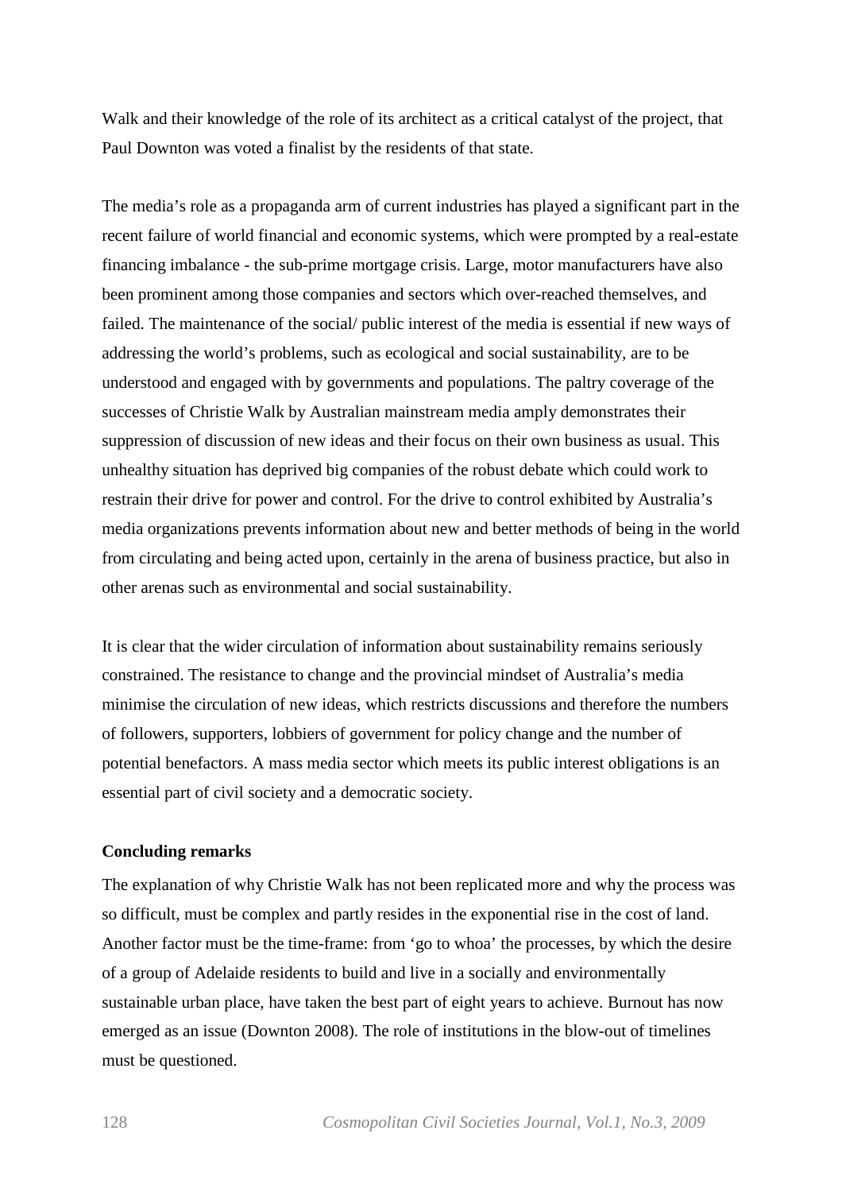Walk and their knowledge of the role of its architect as a critical catalyst of the project, that Paul Downton was voted a finalist by the residents of that state.

The media's role as a propaganda arm of current industries has played a significant part in the recent failure of world financial and economic systems, which were prompted by a real-estate financing imbalance - the sub-prime mortgage crisis. Large, motor manufacturers have also been prominent among those companies and sectors which over-reached themselves, and failed. The maintenance of the social/ public interest of the media is essential if new ways of addressing the world's problems, such as ecological and social sustainability, are to be understood and engaged with by governments and populations. The paltry coverage of the successes of Christie Walk by Australian mainstream media amply demonstrates their suppression of discussion of new ideas and their focus on their own business as usual. This unhealthy situation has deprived big companies of the robust debate which could work to restrain their drive for power and control. For the drive to control exhibited by Australia's media organizations prevents information about new and better methods of being in the world from circulating and being acted upon, certainly in the arena of business practice, but also in other arenas such as environmental and social sustainability.

It is clear that the wider circulation of information about sustainability remains seriously constrained. The resistance to change and the provincial mindset of Australia's media minimise the circulation of new ideas, which restricts discussions and therefore the numbers of followers, supporters, lobbiers of government for policy change and the number of potential benefactors. A mass media sector which meets its public interest obligations is an essential part of civil society and a democratic society.

**Concluding remarks**

The explanation of why Christie Walk has not been replicated more and why the process was so difficult, must be complex and partly resides in the exponential rise in the cost of land. Another factor must be the time-frame: from 'go to whoa' the processes, by which the desire of a group of Adelaide residents to build and live in a socially and environmentally sustainable urban place, have taken the best part of eight years to achieve. Burnout has now emerged as an issue (Downton 2008). The role of institutions in the blow-out of timelines must be questioned.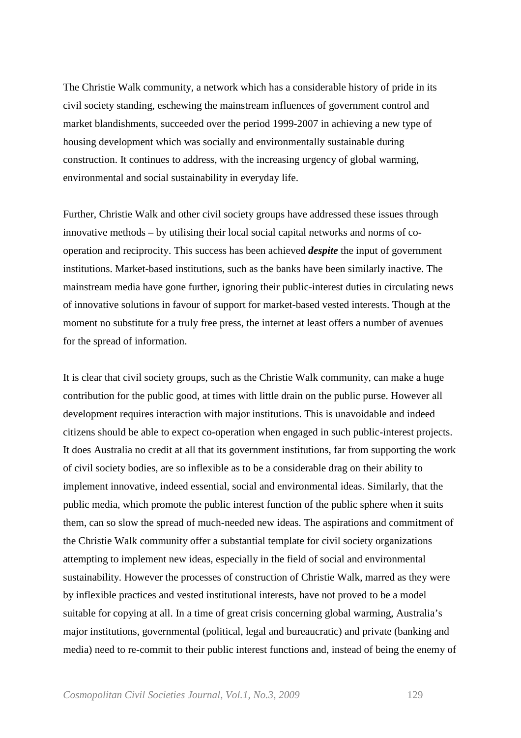The Christie Walk community, a network which has a considerable history of pride in its civil society standing, eschewing the mainstream influences of government control and market blandishments, succeeded over the period 1999-2007 in achieving a new type of housing development which was socially and environmentally sustainable during construction. It continues to address, with the increasing urgency of global warming, environmental and social sustainability in everyday life.

Further, Christie Walk and other civil society groups have addressed these issues through innovative methods – by utilising their local social capital networks and norms of co-operation and reciprocity. This success has been achieved ***despite*** the input of government institutions. Market-based institutions, such as the banks have been similarly inactive. The mainstream media have gone further, ignoring their public-interest duties in circulating news of innovative solutions in favour of support for market-based vested interests. Though at the moment no substitute for a truly free press, the internet at least offers a number of avenues for the spread of information.

It is clear that civil society groups, such as the Christie Walk community, can make a huge contribution for the public good, at times with little drain on the public purse. However all development requires interaction with major institutions. This is unavoidable and indeed citizens should be able to expect co-operation when engaged in such public-interest projects. It does Australia no credit at all that its government institutions, far from supporting the work of civil society bodies, are so inflexible as to be a considerable drag on their ability to implement innovative, indeed essential, social and environmental ideas. Similarly, that the public media, which promote the public interest function of the public sphere when it suits them, can so slow the spread of much-needed new ideas. The aspirations and commitment of the Christie Walk community offer a substantial template for civil society organizations attempting to implement new ideas, especially in the field of social and environmental sustainability. However the processes of construction of Christie Walk, marred as they were by inflexible practices and vested institutional interests, have not proved to be a model suitable for copying at all. In a time of great crisis concerning global warming, Australia's major institutions, governmental (political, legal and bureaucratic) and private (banking and media) need to re-commit to their public interest functions and, instead of being the enemy of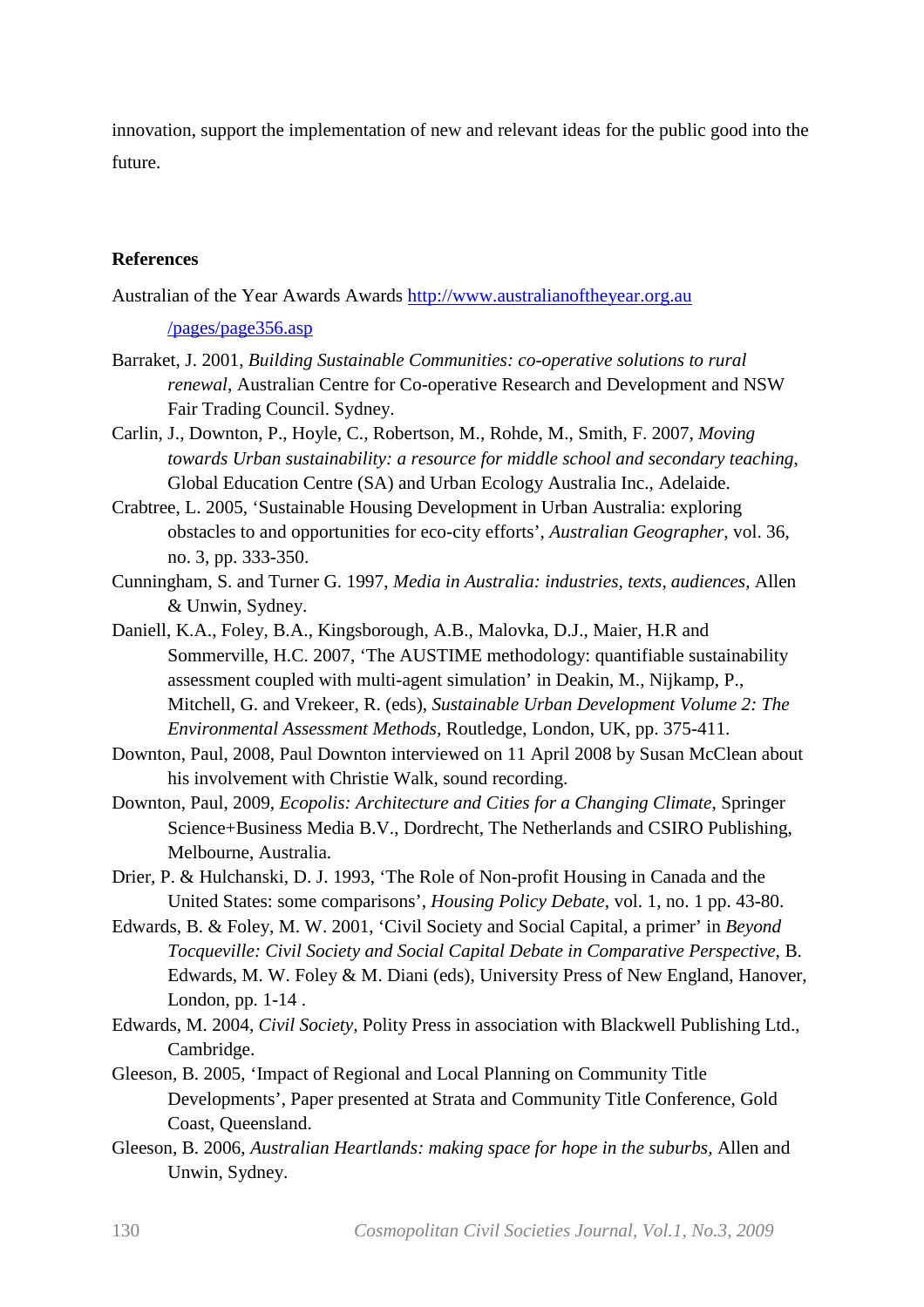innovation, support the implementation of new and relevant ideas for the public good into the future.

**References**

Australian of the Year Awards Awards http://www.australianoftheyear.org.au/pages/page356.asp

Barraket, J. 2001, *Building Sustainable Communities: co-operative solutions to rural renewal*, Australian Centre for Co-operative Research and Development and NSW Fair Trading Council. Sydney.

Carlin, J., Downton, P., Hoyle, C., Robertson, M., Rohde, M., Smith, F. 2007, *Moving towards Urban sustainability: a resource for middle school and secondary teaching*, Global Education Centre (SA) and Urban Ecology Australia Inc., Adelaide.

Crabtree, L. 2005, 'Sustainable Housing Development in Urban Australia: exploring obstacles to and opportunities for eco-city efforts', *Australian Geographer,* vol. 36, no. 3, pp. 333-350.

Cunningham, S. and Turner G. 1997, *Media in Australia: industries, texts, audiences,* Allen & Unwin, Sydney.

Daniell, K.A., Foley, B.A., Kingsborough, A.B., Malovka, D.J., Maier, H.R and Sommerville, H.C. 2007, 'The AUSTIME methodology: quantifiable sustainability assessment coupled with multi-agent simulation' in Deakin, M., Nijkamp, P., Mitchell, G. and Vrekeer, R. (eds), *Sustainable Urban Development Volume 2: The Environmental Assessment Methods,* Routledge, London, UK, pp. 375-411.

Downton, Paul, 2008, Paul Downton interviewed on 11 April 2008 by Susan McClean about his involvement with Christie Walk, sound recording.

Downton, Paul, 2009, *Ecopolis: Architecture and Cities for a Changing Climate*, Springer Science+Business Media B.V., Dordrecht, The Netherlands and CSIRO Publishing, Melbourne, Australia.

Drier, P. & Hulchanski, D. J. 1993, 'The Role of Non-profit Housing in Canada and the United States: some comparisons', *Housing Policy Debate*, vol. 1, no. 1 pp. 43-80.

Edwards, B. & Foley, M. W. 2001, 'Civil Society and Social Capital, a primer' in *Beyond Tocqueville: Civil Society and Social Capital Debate in Comparative Perspective*, B. Edwards, M. W. Foley & M. Diani (eds), University Press of New England, Hanover, London, pp. 1-14 .

Edwards, M. 2004, *Civil Society,* Polity Press in association with Blackwell Publishing Ltd., Cambridge.

Gleeson, B. 2005, 'Impact of Regional and Local Planning on Community Title Developments', Paper presented at Strata and Community Title Conference, Gold Coast, Queensland.

Gleeson, B. 2006, *Australian Heartlands: making space for hope in the suburbs,* Allen and Unwin, Sydney.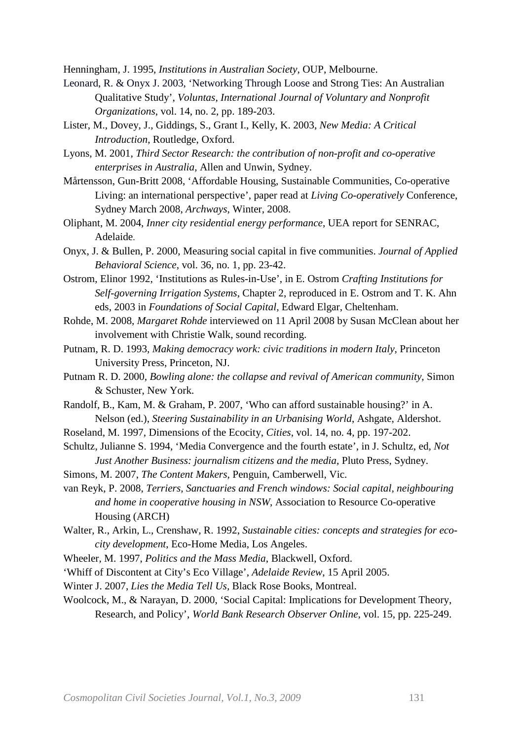Henningham, J. 1995, *Institutions in Australian Society*, OUP, Melbourne.

Leonard, R. & Onyx J. 2003, 'Networking Through Loose and Strong Ties: An Australian Qualitative Study', *Voluntas, International Journal of Voluntary and Nonprofit Organizations*, vol. 14, no. 2, pp. 189-203.

Lister, M., Dovey, J., Giddings, S., Grant I., Kelly, K. 2003, *New Media: A Critical Introduction*, Routledge, Oxford.

Lyons, M. 2001, *Third Sector Research: the contribution of non-profit and co-operative enterprises in Australia*, Allen and Unwin, Sydney.

Mårtensson, Gun-Britt 2008, 'Affordable Housing, Sustainable Communities, Co-operative Living: an international perspective', paper read at *Living Co-operatively* Conference, Sydney March 2008, *Archways*, Winter, 2008.

Oliphant, M. 2004, *Inner city residential energy performance*, UEA report for SENRAC, Adelaide.

Onyx, J. & Bullen, P. 2000, Measuring social capital in five communities. *Journal of Applied Behavioral Science*, vol. 36, no. 1, pp. 23-42.

Ostrom, Elinor 1992, 'Institutions as Rules-in-Use', in E. Ostrom *Crafting Institutions for Self-governing Irrigation Systems*, Chapter 2, reproduced in E. Ostrom and T. K. Ahn eds, 2003 in *Foundations of Social Capital*, Edward Elgar, Cheltenham.

Rohde, M. 2008, *Margaret Rohde* interviewed on 11 April 2008 by Susan McClean about her involvement with Christie Walk, sound recording.

Putnam, R. D. 1993, *Making democracy work: civic traditions in modern Italy*, Princeton University Press, Princeton, NJ.

Putnam R. D. 2000, *Bowling alone: the collapse and revival of American community*, Simon & Schuster, New York.

Randolf, B., Kam, M. & Graham, P. 2007, 'Who can afford sustainable housing?' in A. Nelson (ed.), *Steering Sustainability in an Urbanising World*, Ashgate, Aldershot.

Roseland, M. 1997, Dimensions of the Ecocity, *Cities*, vol. 14, no. 4, pp. 197-202.

Schultz, Julianne S. 1994, 'Media Convergence and the fourth estate', in J. Schultz, ed, *Not Just Another Business: journalism citizens and the media*, Pluto Press, Sydney.

Simons, M. 2007, *The Content Makers*, Penguin, Camberwell, Vic.

van Reyk, P. 2008, *Terriers, Sanctuaries and French windows: Social capital, neighbouring and home in cooperative housing in NSW*, Association to Resource Co-operative Housing (ARCH)

Walter, R., Arkin, L., Crenshaw, R. 1992, *Sustainable cities: concepts and strategies for eco-city development*, Eco-Home Media, Los Angeles.

Wheeler, M. 1997, *Politics and the Mass Media*, Blackwell, Oxford.

'Whiff of Discontent at City's Eco Village', *Adelaide Review*, 15 April 2005.

Winter J. 2007, *Lies the Media Tell Us*, Black Rose Books, Montreal.

Woolcock, M., & Narayan, D. 2000, 'Social Capital: Implications for Development Theory, Research, and Policy', *World Bank Research Observer Online*, vol. 15, pp. 225-249.